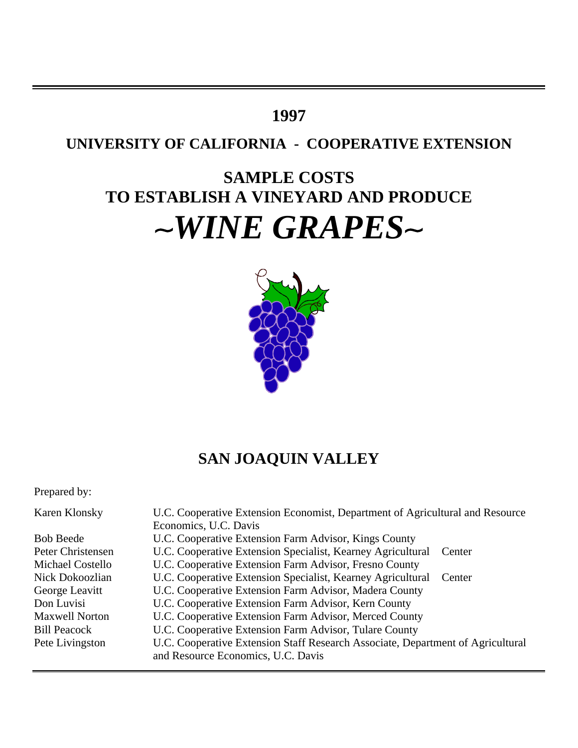# 1997

## UNIVERSITY OF CALIFORNIA - COOPERATIVE EXTENSION

# SAMPLE COSTS TO ESTABLISH A VINEYARD AND PRODUCE

# *~WINE GRAPES~*

## SAN JOAQUIN VALLEY

Prepared by:

| | |
|---|---|
| Karen Klonsky | U.C. Cooperative Extension Economist, Department of Agricultural and Resource Economics, U.C. Davis |
| Bob Beede | U.C. Cooperative Extension Farm Advisor, Kings County |
| Peter Christensen | U.C. Cooperative Extension Specialist, Kearney Agricultural Center |
| Michael Costello | U.C. Cooperative Extension Farm Advisor, Fresno County |
| Nick Dokoozlian | U.C. Cooperative Extension Specialist, Kearney Agricultural Center |
| George Leavitt | U.C. Cooperative Extension Farm Advisor, Madera County |
| Don Luvisi | U.C. Cooperative Extension Farm Advisor, Kern County |
| Maxwell Norton | U.C. Cooperative Extension Farm Advisor, Merced County |
| Bill Peacock | U.C. Cooperative Extension Farm Advisor, Tulare County |
| Pete Livingston | U.C. Cooperative Extension Staff Research Associate, Department of Agricultural and Resource Economics, U.C. Davis |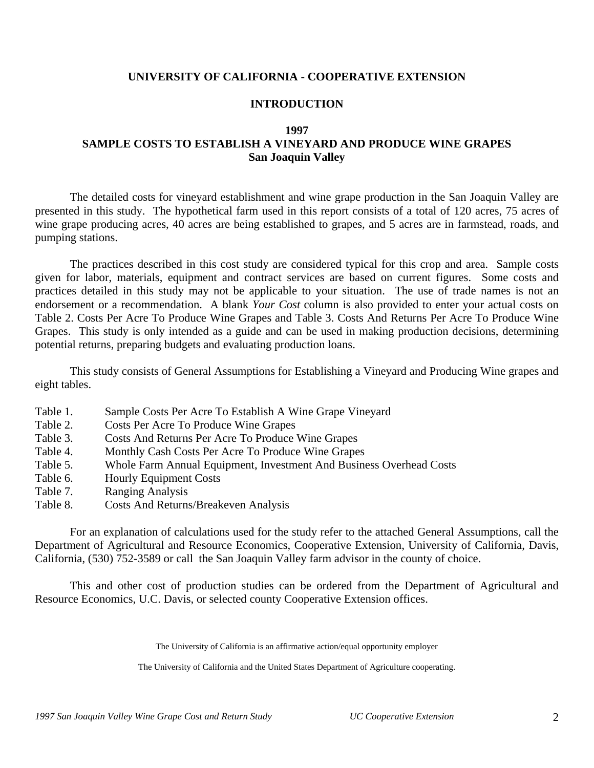**UNIVERSITY OF CALIFORNIA - COOPERATIVE EXTENSION**

**INTRODUCTION**

**1997**
**SAMPLE COSTS TO ESTABLISH A VINEYARD AND PRODUCE WINE GRAPES**
**San Joaquin Valley**

The detailed costs for vineyard establishment and wine grape production in the San Joaquin Valley are presented in this study. The hypothetical farm used in this report consists of a total of 120 acres, 75 acres of wine grape producing acres, 40 acres are being established to grapes, and 5 acres are in farmstead, roads, and pumping stations.

The practices described in this cost study are considered typical for this crop and area. Sample costs given for labor, materials, equipment and contract services are based on current figures. Some costs and practices detailed in this study may not be applicable to your situation. The use of trade names is not an endorsement or a recommendation. A blank *Your Cost* column is also provided to enter your actual costs on Table 2. Costs Per Acre To Produce Wine Grapes and Table 3. Costs And Returns Per Acre To Produce Wine Grapes. This study is only intended as a guide and can be used in making production decisions, determining potential returns, preparing budgets and evaluating production loans.

This study consists of General Assumptions for Establishing a Vineyard and Producing Wine grapes and eight tables.

- Table 1. Sample Costs Per Acre To Establish A Wine Grape Vineyard
- Table 2. Costs Per Acre To Produce Wine Grapes
- Table 3. Costs And Returns Per Acre To Produce Wine Grapes
- Table 4. Monthly Cash Costs Per Acre To Produce Wine Grapes
- Table 5. Whole Farm Annual Equipment, Investment And Business Overhead Costs
- Table 6. Hourly Equipment Costs
- Table 7. Ranging Analysis
- Table 8. Costs And Returns/Breakeven Analysis

For an explanation of calculations used for the study refer to the attached General Assumptions, call the Department of Agricultural and Resource Economics, Cooperative Extension, University of California, Davis, California, (530) 752-3589 or call the San Joaquin Valley farm advisor in the county of choice.

This and other cost of production studies can be ordered from the Department of Agricultural and Resource Economics, U.C. Davis, or selected county Cooperative Extension offices.

The University of California is an affirmative action/equal opportunity employer

The University of California and the United States Department of Agriculture cooperating.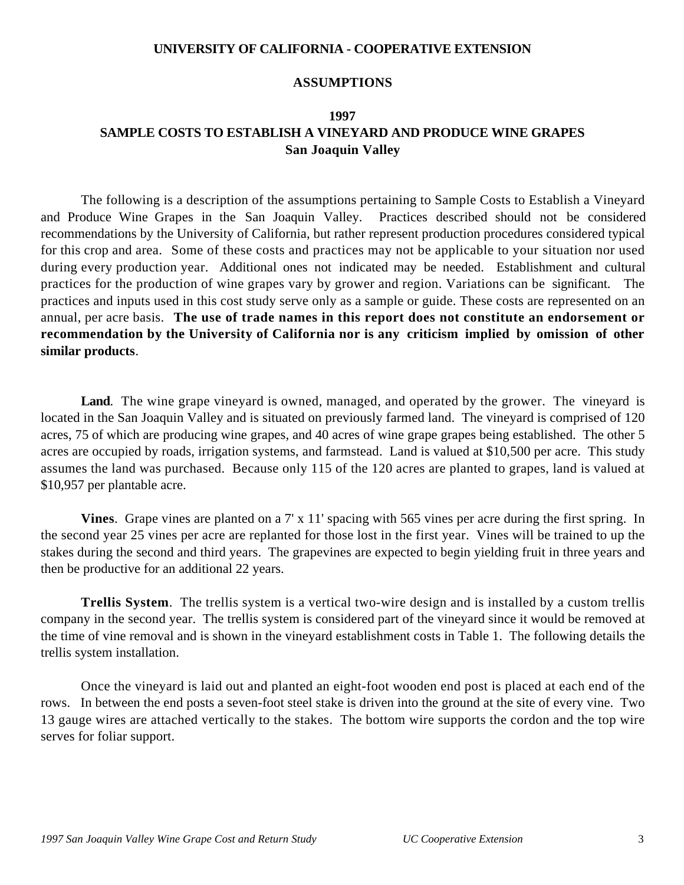**UNIVERSITY OF CALIFORNIA - COOPERATIVE EXTENSION**

# ASSUMPTIONS

## 1997
## SAMPLE COSTS TO ESTABLISH A VINEYARD AND PRODUCE WINE GRAPES
## San Joaquin Valley

The following is a description of the assumptions pertaining to Sample Costs to Establish a Vineyard and Produce Wine Grapes in the San Joaquin Valley. Practices described should not be considered recommendations by the University of California, but rather represent production procedures considered typical for this crop and area. Some of these costs and practices may not be applicable to your situation nor used during every production year. Additional ones not indicated may be needed. Establishment and cultural practices for the production of wine grapes vary by grower and region. Variations can be significant. The practices and inputs used in this cost study serve only as a sample or guide. These costs are represented on an annual, per acre basis. **The use of trade names in this report does not constitute an endorsement or recommendation by the University of California nor is any criticism implied by omission of other similar products**.

**Land**. The wine grape vineyard is owned, managed, and operated by the grower. The vineyard is located in the San Joaquin Valley and is situated on previously farmed land. The vineyard is comprised of 120 acres, 75 of which are producing wine grapes, and 40 acres of wine grape grapes being established. The other 5 acres are occupied by roads, irrigation systems, and farmstead. Land is valued at $10,500 per acre. This study assumes the land was purchased. Because only 115 of the 120 acres are planted to grapes, land is valued at $10,957 per plantable acre.

**Vines**. Grape vines are planted on a 7' x 11' spacing with 565 vines per acre during the first spring. In the second year 25 vines per acre are replanted for those lost in the first year. Vines will be trained to up the stakes during the second and third years. The grapevines are expected to begin yielding fruit in three years and then be productive for an additional 22 years.

**Trellis System**. The trellis system is a vertical two-wire design and is installed by a custom trellis company in the second year. The trellis system is considered part of the vineyard since it would be removed at the time of vine removal and is shown in the vineyard establishment costs in Table 1. The following details the trellis system installation.

Once the vineyard is laid out and planted an eight-foot wooden end post is placed at each end of the rows. In between the end posts a seven-foot steel stake is driven into the ground at the site of every vine. Two 13 gauge wires are attached vertically to the stakes. The bottom wire supports the cordon and the top wire serves for foliar support.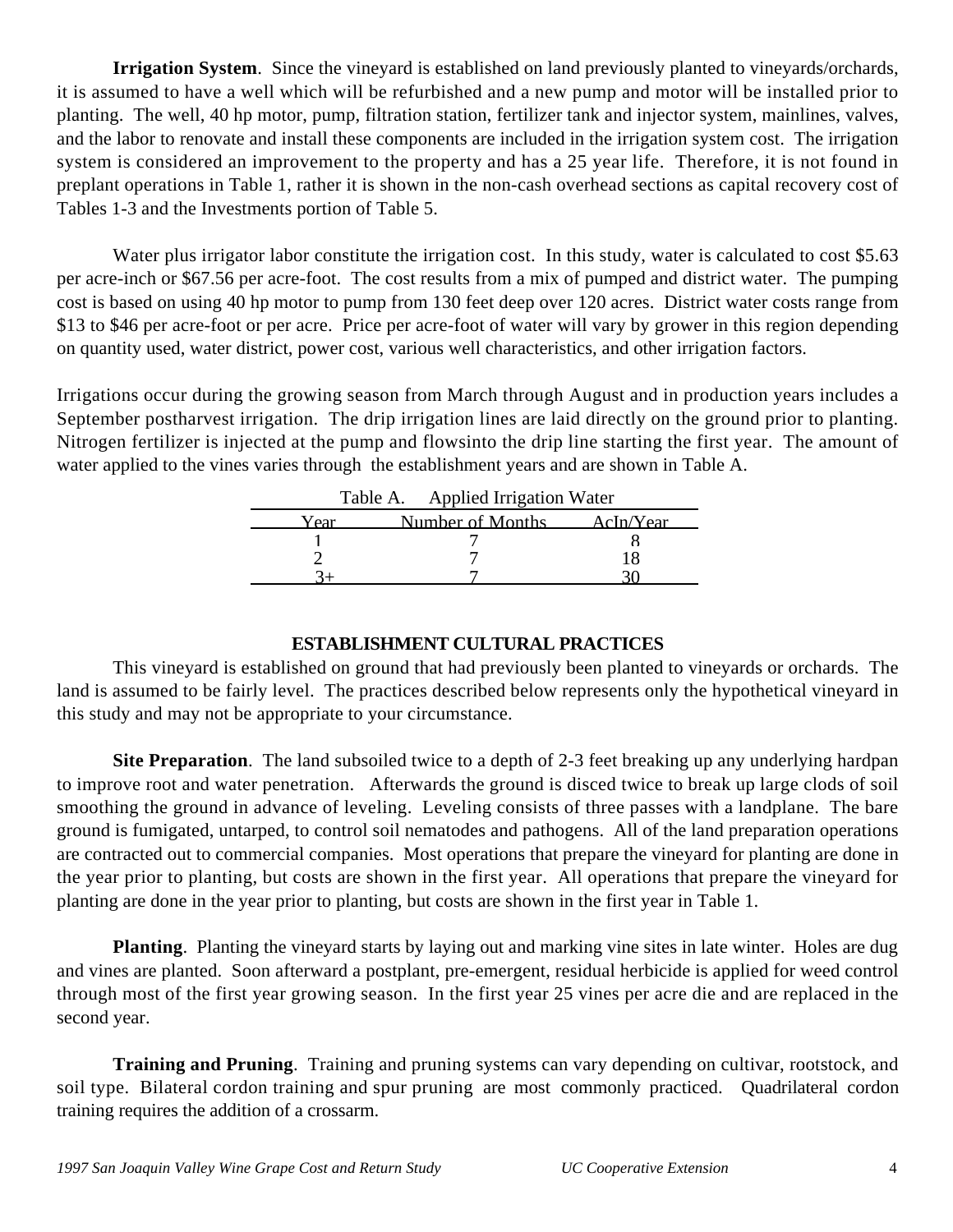**Irrigation System**. Since the vineyard is established on land previously planted to vineyards/orchards, it is assumed to have a well which will be refurbished and a new pump and motor will be installed prior to planting. The well, 40 hp motor, pump, filtration station, fertilizer tank and injector system, mainlines, valves, and the labor to renovate and install these components are included in the irrigation system cost. The irrigation system is considered an improvement to the property and has a 25 year life. Therefore, it is not found in preplant operations in Table 1, rather it is shown in the non-cash overhead sections as capital recovery cost of Tables 1-3 and the Investments portion of Table 5.

Water plus irrigator labor constitute the irrigation cost. In this study, water is calculated to cost $5.63 per acre-inch or $67.56 per acre-foot. The cost results from a mix of pumped and district water. The pumping cost is based on using 40 hp motor to pump from 130 feet deep over 120 acres. District water costs range from $13 to $46 per acre-foot or per acre. Price per acre-foot of water will vary by grower in this region depending on quantity used, water district, power cost, various well characteristics, and other irrigation factors.

Irrigations occur during the growing season from March through August and in production years includes a September postharvest irrigation. The drip irrigation lines are laid directly on the ground prior to planting. Nitrogen fertilizer is injected at the pump and flowsinto the drip line starting the first year. The amount of water applied to the vines varies through the establishment years and are shown in Table A.

Table A. Applied Irrigation Water

| Year | Number of Months | AcIn/Year |
|---|---|---|
| 1 | 7 | 8 |
| 2 | 7 | 18 |
| 3+ | 7 | 30 |

## ESTABLISHMENT CULTURAL PRACTICES

This vineyard is established on ground that had previously been planted to vineyards or orchards. The land is assumed to be fairly level. The practices described below represents only the hypothetical vineyard in this study and may not be appropriate to your circumstance.

**Site Preparation**. The land subsoiled twice to a depth of 2-3 feet breaking up any underlying hardpan to improve root and water penetration. Afterwards the ground is disced twice to break up large clods of soil smoothing the ground in advance of leveling. Leveling consists of three passes with a landplane. The bare ground is fumigated, untarped, to control soil nematodes and pathogens. All of the land preparation operations are contracted out to commercial companies. Most operations that prepare the vineyard for planting are done in the year prior to planting, but costs are shown in the first year. All operations that prepare the vineyard for planting are done in the year prior to planting, but costs are shown in the first year in Table 1.

**Planting**. Planting the vineyard starts by laying out and marking vine sites in late winter. Holes are dug and vines are planted. Soon afterward a postplant, pre-emergent, residual herbicide is applied for weed control through most of the first year growing season. In the first year 25 vines per acre die and are replaced in the second year.

**Training and Pruning**. Training and pruning systems can vary depending on cultivar, rootstock, and soil type. Bilateral cordon training and spur pruning are most commonly practiced. Quadrilateral cordon training requires the addition of a crossarm.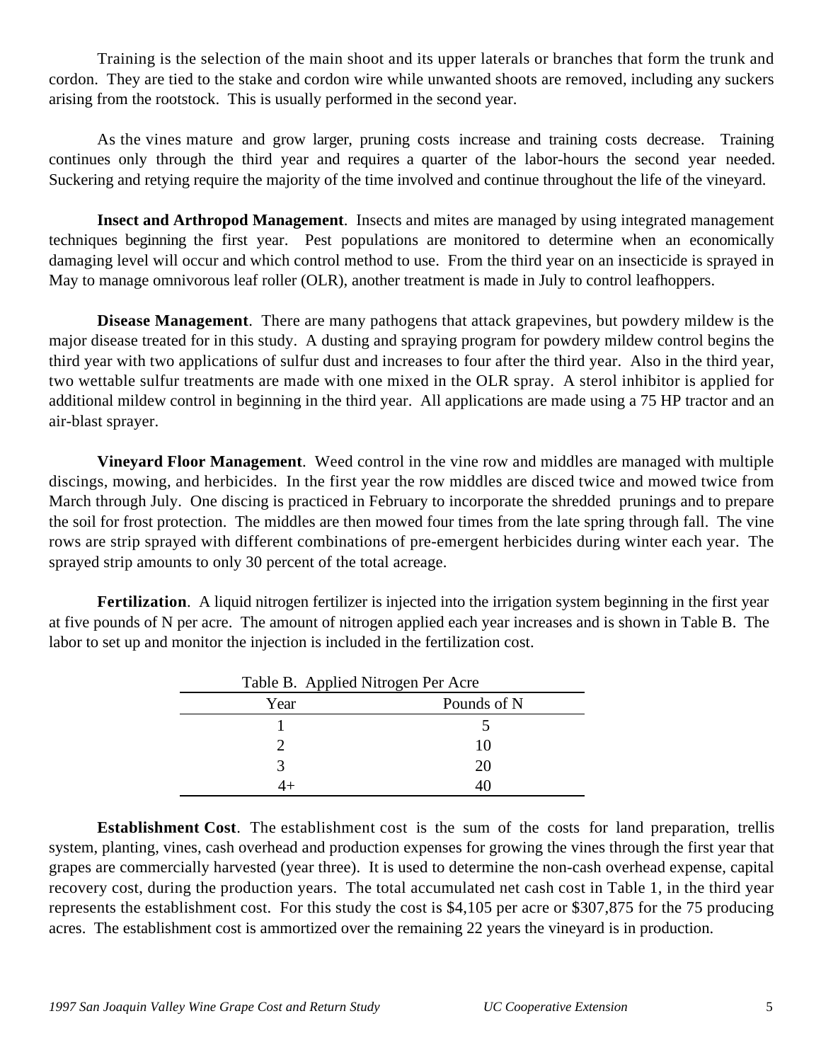Training is the selection of the main shoot and its upper laterals or branches that form the trunk and cordon. They are tied to the stake and cordon wire while unwanted shoots are removed, including any suckers arising from the rootstock. This is usually performed in the second year.

As the vines mature and grow larger, pruning costs increase and training costs decrease. Training continues only through the third year and requires a quarter of the labor-hours the second year needed. Suckering and retying require the majority of the time involved and continue throughout the life of the vineyard.

**Insect and Arthropod Management**. Insects and mites are managed by using integrated management techniques beginning the first year. Pest populations are monitored to determine when an economically damaging level will occur and which control method to use. From the third year on an insecticide is sprayed in May to manage omnivorous leaf roller (OLR), another treatment is made in July to control leafhoppers.

**Disease Management**. There are many pathogens that attack grapevines, but powdery mildew is the major disease treated for in this study. A dusting and spraying program for powdery mildew control begins the third year with two applications of sulfur dust and increases to four after the third year. Also in the third year, two wettable sulfur treatments are made with one mixed in the OLR spray. A sterol inhibitor is applied for additional mildew control in beginning in the third year. All applications are made using a 75 HP tractor and an air-blast sprayer.

**Vineyard Floor Management**. Weed control in the vine row and middles are managed with multiple discings, mowing, and herbicides. In the first year the row middles are disced twice and mowed twice from March through July. One discing is practiced in February to incorporate the shredded prunings and to prepare the soil for frost protection. The middles are then mowed four times from the late spring through fall. The vine rows are strip sprayed with different combinations of pre-emergent herbicides during winter each year. The sprayed strip amounts to only 30 percent of the total acreage.

**Fertilization**. A liquid nitrogen fertilizer is injected into the irrigation system beginning in the first year at five pounds of N per acre. The amount of nitrogen applied each year increases and is shown in Table B. The labor to set up and monitor the injection is included in the fertilization cost.

Table B. Applied Nitrogen Per Acre

| Year | Pounds of N |
|---|---|
| 1 | 5 |
| 2 | 10 |
| 3 | 20 |
| 4+ | 40 |

**Establishment Cost**. The establishment cost is the sum of the costs for land preparation, trellis system, planting, vines, cash overhead and production expenses for growing the vines through the first year that grapes are commercially harvested (year three). It is used to determine the non-cash overhead expense, capital recovery cost, during the production years. The total accumulated net cash cost in Table 1, in the third year represents the establishment cost. For this study the cost is $4,105 per acre or $307,875 for the 75 producing acres. The establishment cost is ammortized over the remaining 22 years the vineyard is in production.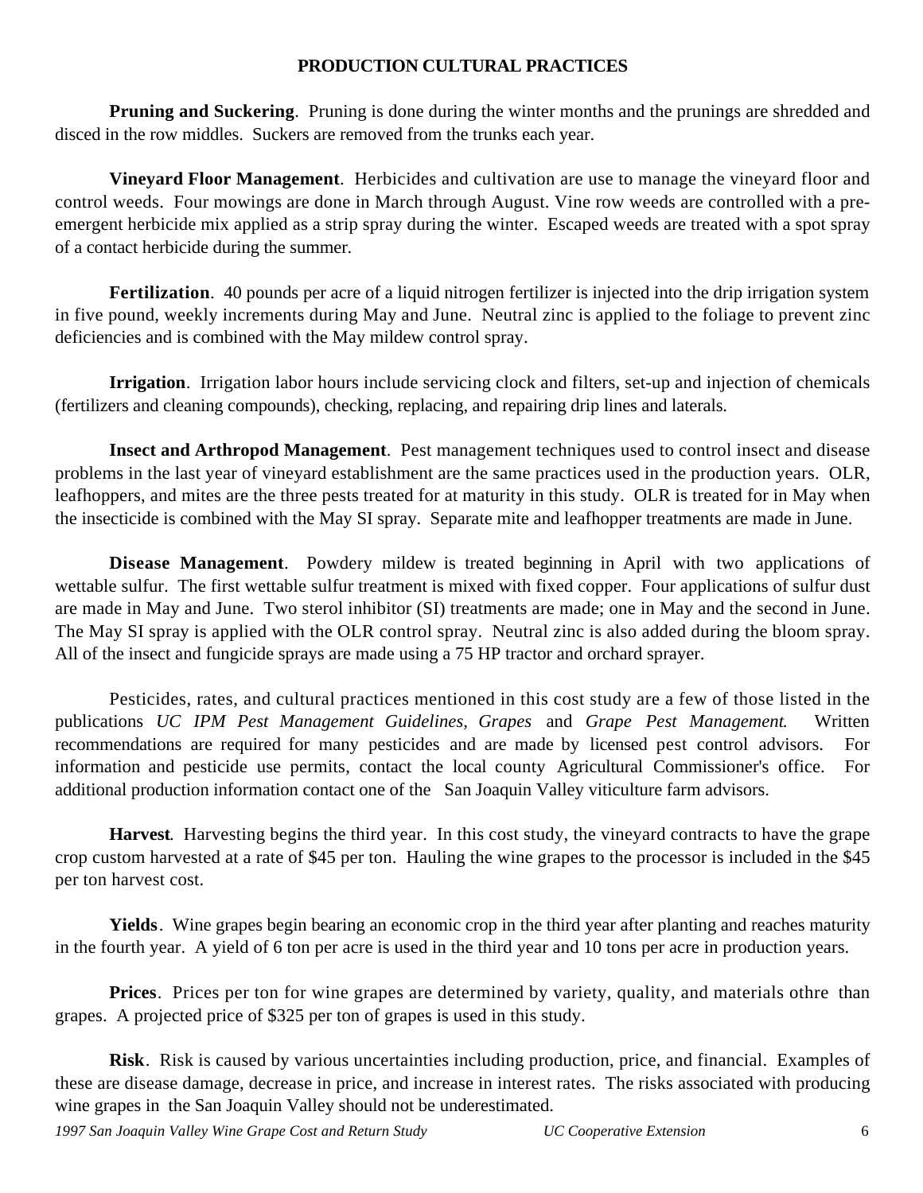## PRODUCTION CULTURAL PRACTICES

**Pruning and Suckering**. Pruning is done during the winter months and the prunings are shredded and disced in the row middles. Suckers are removed from the trunks each year.

**Vineyard Floor Management**. Herbicides and cultivation are use to manage the vineyard floor and control weeds. Four mowings are done in March through August. Vine row weeds are controlled with a pre-emergent herbicide mix applied as a strip spray during the winter. Escaped weeds are treated with a spot spray of a contact herbicide during the summer.

**Fertilization**. 40 pounds per acre of a liquid nitrogen fertilizer is injected into the drip irrigation system in five pound, weekly increments during May and June. Neutral zinc is applied to the foliage to prevent zinc deficiencies and is combined with the May mildew control spray.

**Irrigation**. Irrigation labor hours include servicing clock and filters, set-up and injection of chemicals (fertilizers and cleaning compounds), checking, replacing, and repairing drip lines and laterals.

**Insect and Arthropod Management**. Pest management techniques used to control insect and disease problems in the last year of vineyard establishment are the same practices used in the production years. OLR, leafhoppers, and mites are the three pests treated for at maturity in this study. OLR is treated for in May when the insecticide is combined with the May SI spray. Separate mite and leafhopper treatments are made in June.

**Disease Management**. Powdery mildew is treated beginning in April with two applications of wettable sulfur. The first wettable sulfur treatment is mixed with fixed copper. Four applications of sulfur dust are made in May and June. Two sterol inhibitor (SI) treatments are made; one in May and the second in June. The May SI spray is applied with the OLR control spray. Neutral zinc is also added during the bloom spray. All of the insect and fungicide sprays are made using a 75 HP tractor and orchard sprayer.

Pesticides, rates, and cultural practices mentioned in this cost study are a few of those listed in the publications *UC IPM Pest Management Guidelines, Grapes* and *Grape Pest Management*. Written recommendations are required for many pesticides and are made by licensed pest control advisors. For information and pesticide use permits, contact the local county Agricultural Commissioner's office. For additional production information contact one of the San Joaquin Valley viticulture farm advisors.

**Harvest**. Harvesting begins the third year. In this cost study, the vineyard contracts to have the grape crop custom harvested at a rate of $45 per ton. Hauling the wine grapes to the processor is included in the $45 per ton harvest cost.

**Yields**. Wine grapes begin bearing an economic crop in the third year after planting and reaches maturity in the fourth year. A yield of 6 ton per acre is used in the third year and 10 tons per acre in production years.

**Prices**. Prices per ton for wine grapes are determined by variety, quality, and materials othre than grapes. A projected price of $325 per ton of grapes is used in this study.

**Risk**. Risk is caused by various uncertainties including production, price, and financial. Examples of these are disease damage, decrease in price, and increase in interest rates. The risks associated with producing wine grapes in the San Joaquin Valley should not be underestimated.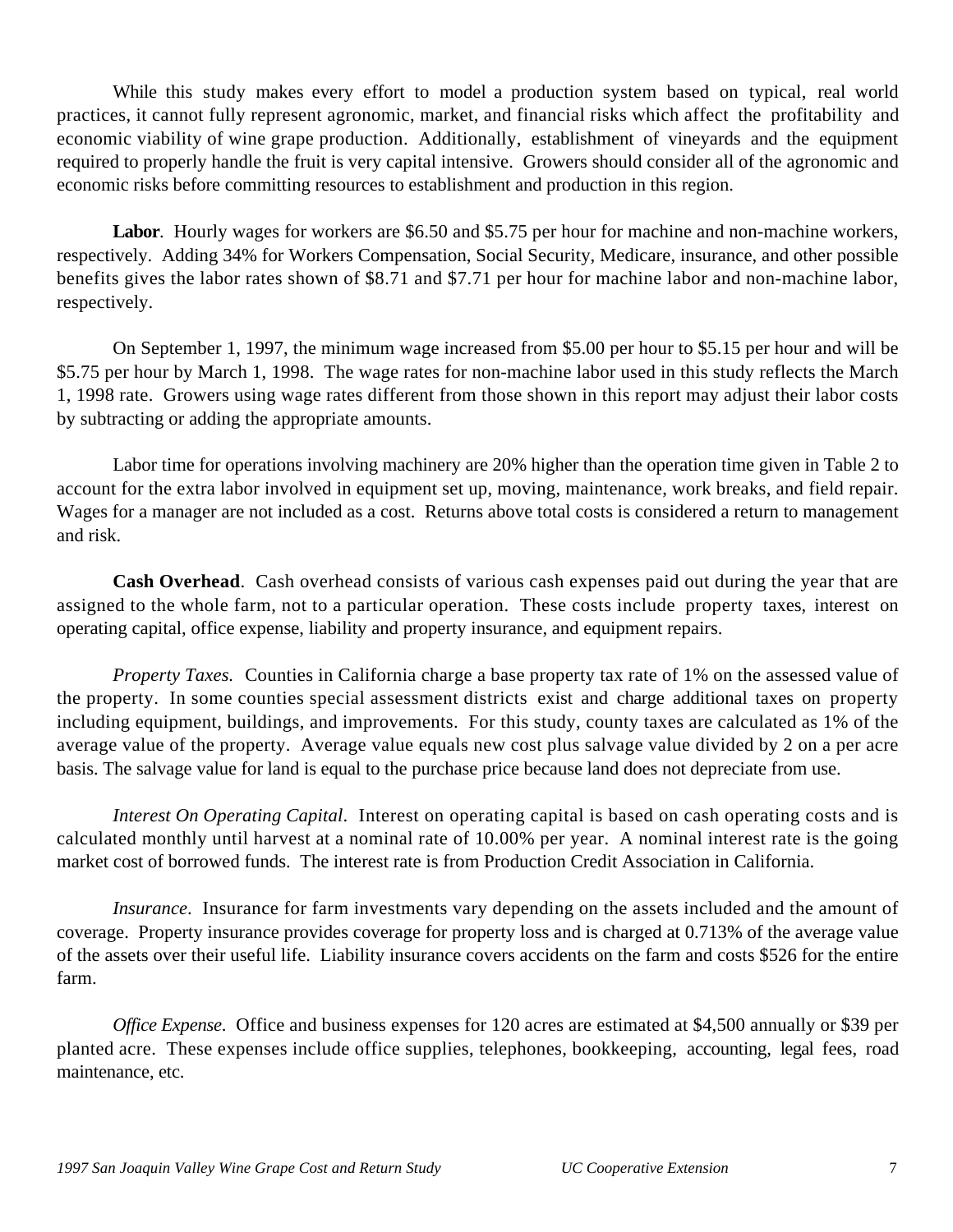While this study makes every effort to model a production system based on typical, real world practices, it cannot fully represent agronomic, market, and financial risks which affect the profitability and economic viability of wine grape production. Additionally, establishment of vineyards and the equipment required to properly handle the fruit is very capital intensive. Growers should consider all of the agronomic and economic risks before committing resources to establishment and production in this region.

**Labor**. Hourly wages for workers are $6.50 and $5.75 per hour for machine and non-machine workers, respectively. Adding 34% for Workers Compensation, Social Security, Medicare, insurance, and other possible benefits gives the labor rates shown of $8.71 and $7.71 per hour for machine labor and non-machine labor, respectively.

On September 1, 1997, the minimum wage increased from $5.00 per hour to $5.15 per hour and will be $5.75 per hour by March 1, 1998. The wage rates for non-machine labor used in this study reflects the March 1, 1998 rate. Growers using wage rates different from those shown in this report may adjust their labor costs by subtracting or adding the appropriate amounts.

Labor time for operations involving machinery are 20% higher than the operation time given in Table 2 to account for the extra labor involved in equipment set up, moving, maintenance, work breaks, and field repair. Wages for a manager are not included as a cost. Returns above total costs is considered a return to management and risk.

**Cash Overhead**. Cash overhead consists of various cash expenses paid out during the year that are assigned to the whole farm, not to a particular operation. These costs include property taxes, interest on operating capital, office expense, liability and property insurance, and equipment repairs.

*Property Taxes.* Counties in California charge a base property tax rate of 1% on the assessed value of the property. In some counties special assessment districts exist and charge additional taxes on property including equipment, buildings, and improvements. For this study, county taxes are calculated as 1% of the average value of the property. Average value equals new cost plus salvage value divided by 2 on a per acre basis. The salvage value for land is equal to the purchase price because land does not depreciate from use.

*Interest On Operating Capital.* Interest on operating capital is based on cash operating costs and is calculated monthly until harvest at a nominal rate of 10.00% per year. A nominal interest rate is the going market cost of borrowed funds. The interest rate is from Production Credit Association in California.

*Insurance.* Insurance for farm investments vary depending on the assets included and the amount of coverage. Property insurance provides coverage for property loss and is charged at 0.713% of the average value of the assets over their useful life. Liability insurance covers accidents on the farm and costs $526 for the entire farm.

*Office Expense.* Office and business expenses for 120 acres are estimated at $4,500 annually or $39 per planted acre. These expenses include office supplies, telephones, bookkeeping, accounting, legal fees, road maintenance, etc.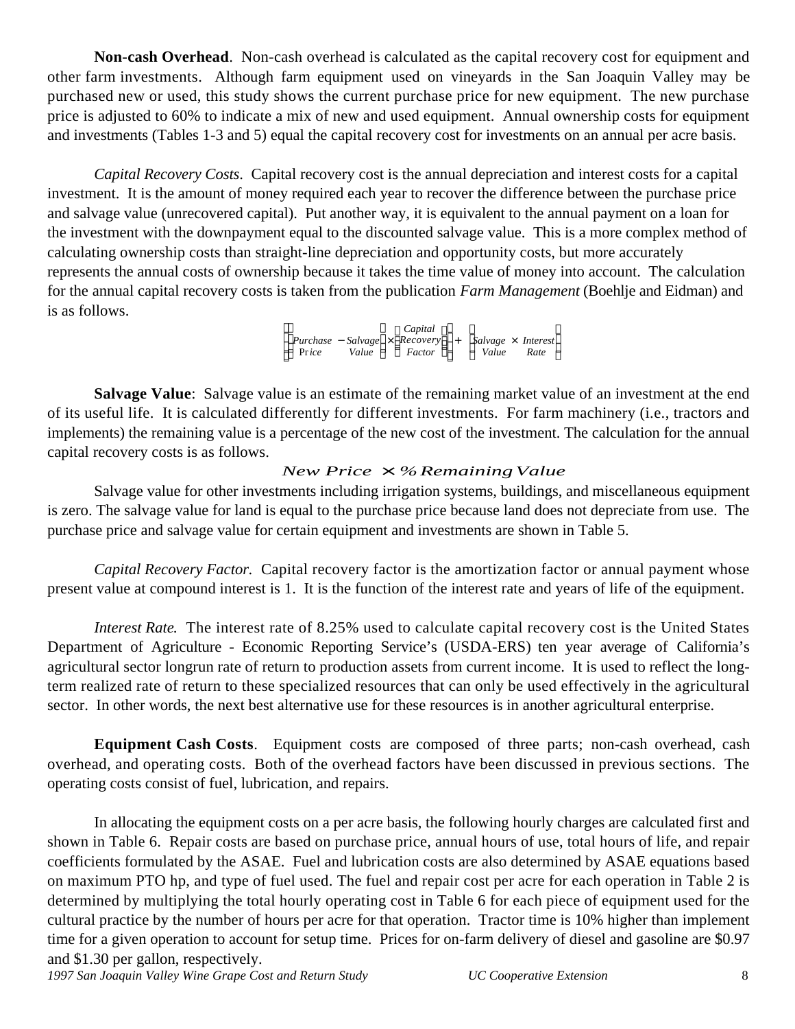**Non-cash Overhead**. Non-cash overhead is calculated as the capital recovery cost for equipment and other farm investments. Although farm equipment used on vineyards in the San Joaquin Valley may be purchased new or used, this study shows the current purchase price for new equipment. The new purchase price is adjusted to 60% to indicate a mix of new and used equipment. Annual ownership costs for equipment and investments (Tables 1-3 and 5) equal the capital recovery cost for investments on an annual per acre basis.

*Capital Recovery Costs*. Capital recovery cost is the annual depreciation and interest costs for a capital investment. It is the amount of money required each year to recover the difference between the purchase price and salvage value (unrecovered capital). Put another way, it is equivalent to the annual payment on a loan for the investment with the downpayment equal to the discounted salvage value. This is a more complex method of calculating ownership costs than straight-line depreciation and opportunity costs, but more accurately represents the annual costs of ownership because it takes the time value of money into account. The calculation for the annual capital recovery costs is taken from the publication *Farm Management* (Boehlje and Eidman) and is as follows.

$$\left[\left(\begin{matrix}Purchase \\ Price\end{matrix} - \begin{matrix}Salvage \\ Value\end{matrix}\right) \times \left(\begin{matrix}Capital \\ Recovery \\ Factor\end{matrix}\right)\right] + \left(\begin{matrix}Salvage \\ Value\end{matrix} \times \begin{matrix}Interest \\ Rate\end{matrix}\right)$$

**Salvage Value**: Salvage value is an estimate of the remaining market value of an investment at the end of its useful life. It is calculated differently for different investments. For farm machinery (i.e., tractors and implements) the remaining value is a percentage of the new cost of the investment. The calculation for the annual capital recovery costs is as follows.

$$New\ Price \times \%\ Remaining\ Value$$

Salvage value for other investments including irrigation systems, buildings, and miscellaneous equipment is zero. The salvage value for land is equal to the purchase price because land does not depreciate from use. The purchase price and salvage value for certain equipment and investments are shown in Table 5.

*Capital Recovery Factor.* Capital recovery factor is the amortization factor or annual payment whose present value at compound interest is 1. It is the function of the interest rate and years of life of the equipment.

*Interest Rate.* The interest rate of 8.25% used to calculate capital recovery cost is the United States Department of Agriculture - Economic Reporting Service's (USDA-ERS) ten year average of California's agricultural sector longrun rate of return to production assets from current income. It is used to reflect the long-term realized rate of return to these specialized resources that can only be used effectively in the agricultural sector. In other words, the next best alternative use for these resources is in another agricultural enterprise.

**Equipment Cash Costs**. Equipment costs are composed of three parts; non-cash overhead, cash overhead, and operating costs. Both of the overhead factors have been discussed in previous sections. The operating costs consist of fuel, lubrication, and repairs.

In allocating the equipment costs on a per acre basis, the following hourly charges are calculated first and shown in Table 6. Repair costs are based on purchase price, annual hours of use, total hours of life, and repair coefficients formulated by the ASAE. Fuel and lubrication costs are also determined by ASAE equations based on maximum PTO hp, and type of fuel used. The fuel and repair cost per acre for each operation in Table 2 is determined by multiplying the total hourly operating cost in Table 6 for each piece of equipment used for the cultural practice by the number of hours per acre for that operation. Tractor time is 10% higher than implement time for a given operation to account for setup time. Prices for on-farm delivery of diesel and gasoline are $0.97 and $1.30 per gallon, respectively.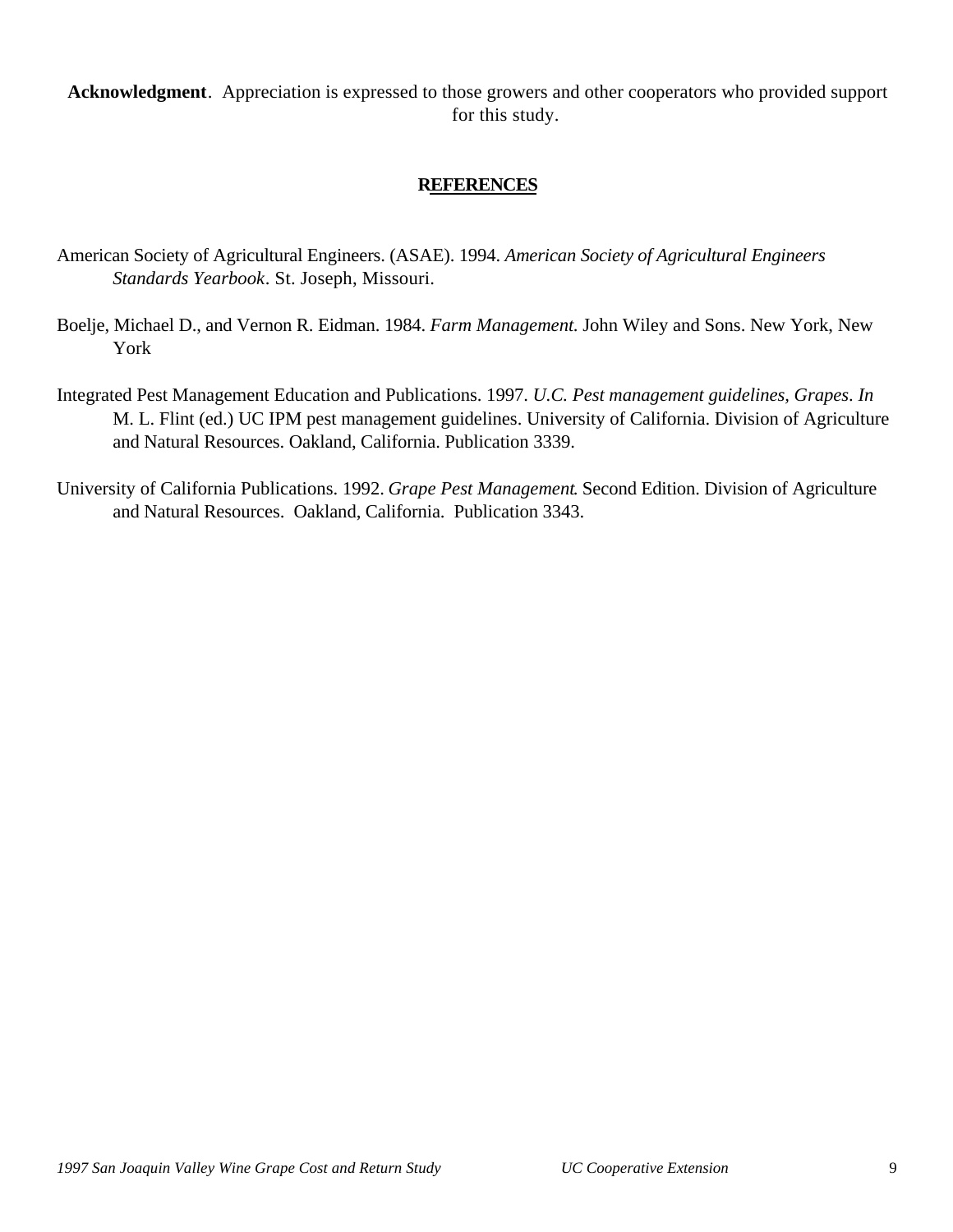**Acknowledgment**. Appreciation is expressed to those growers and other cooperators who provided support for this study.

## REFERENCES

American Society of Agricultural Engineers. (ASAE). 1994. *American Society of Agricultural Engineers Standards Yearbook*. St. Joseph, Missouri.

Boelje, Michael D., and Vernon R. Eidman. 1984. *Farm Management.* John Wiley and Sons. New York, New York

Integrated Pest Management Education and Publications. 1997. *U.C. Pest management guidelines, Grapes*. *In* M. L. Flint (ed.) UC IPM pest management guidelines. University of California. Division of Agriculture and Natural Resources. Oakland, California. Publication 3339.

University of California Publications. 1992. *Grape Pest Management*. Second Edition. Division of Agriculture and Natural Resources. Oakland, California. Publication 3343.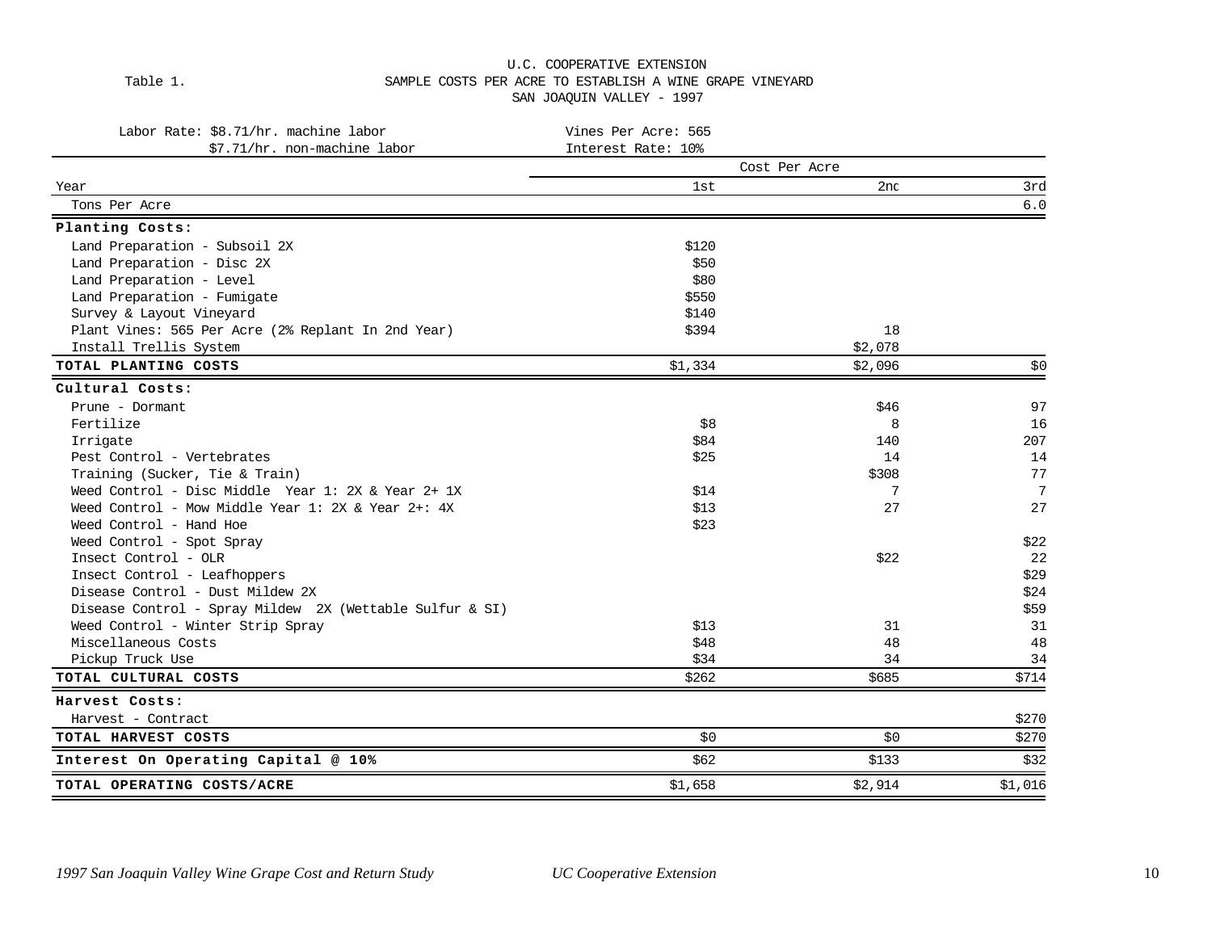U.C. COOPERATIVE EXTENSION

Table 1. SAMPLE COSTS PER ACRE TO ESTABLISH A WINE GRAPE VINEYARD

SAN JOAQUIN VALLEY - 1997

Labor Rate: $8.71/hr. machine labor
$7.71/hr. non-machine labor

Vines Per Acre: 565
Interest Rate: 10%

| | Cost Per Acre | | |
|---|---|---|---|
| Year | 1st | 2nd | 3rd |
| Tons Per Acre | | | 6.0 |
| **Planting Costs:** | | | |
| Land Preparation - Subsoil 2X | $120 | | |
| Land Preparation - Disc 2X | $50 | | |
| Land Preparation - Level | $80 | | |
| Land Preparation - Fumigate | $550 | | |
| Survey & Layout Vineyard | $140 | | |
| Plant Vines: 565 Per Acre (2% Replant In 2nd Year) | $394 | 18 | |
| Install Trellis System | | $2,078 | |
| **TOTAL PLANTING COSTS** | $1,334 | $2,096 | $0 |
| **Cultural Costs:** | | | |
| Prune - Dormant | | $46 | 97 |
| Fertilize | $8 | 8 | 16 |
| Irrigate | $84 | 140 | 207 |
| Pest Control - Vertebrates | $25 | 14 | 14 |
| Training (Sucker, Tie & Train) | | $308 | 77 |
| Weed Control - Disc Middle Year 1: 2X & Year 2+ 1X | $14 | 7 | 7 |
| Weed Control - Mow Middle Year 1: 2X & Year 2+: 4X | $13 | 27 | 27 |
| Weed Control - Hand Hoe | $23 | | |
| Weed Control - Spot Spray | | | $22 |
| Insect Control - OLR | | $22 | 22 |
| Insect Control - Leafhoppers | | | $29 |
| Disease Control - Dust Mildew 2X | | | $24 |
| Disease Control - Spray Mildew 2X (Wettable Sulfur & SI) | | | $59 |
| Weed Control - Winter Strip Spray | $13 | 31 | 31 |
| Miscellaneous Costs | $48 | 48 | 48 |
| Pickup Truck Use | $34 | 34 | 34 |
| **TOTAL CULTURAL COSTS** | $262 | $685 | $714 |
| **Harvest Costs:** | | | |
| Harvest - Contract | | | $270 |
| **TOTAL HARVEST COSTS** | $0 | $0 | $270 |
| **Interest On Operating Capital @ 10%** | $62 | $133 | $32 |
| **TOTAL OPERATING COSTS/ACRE** | $1,658 | $2,914 | $1,016 |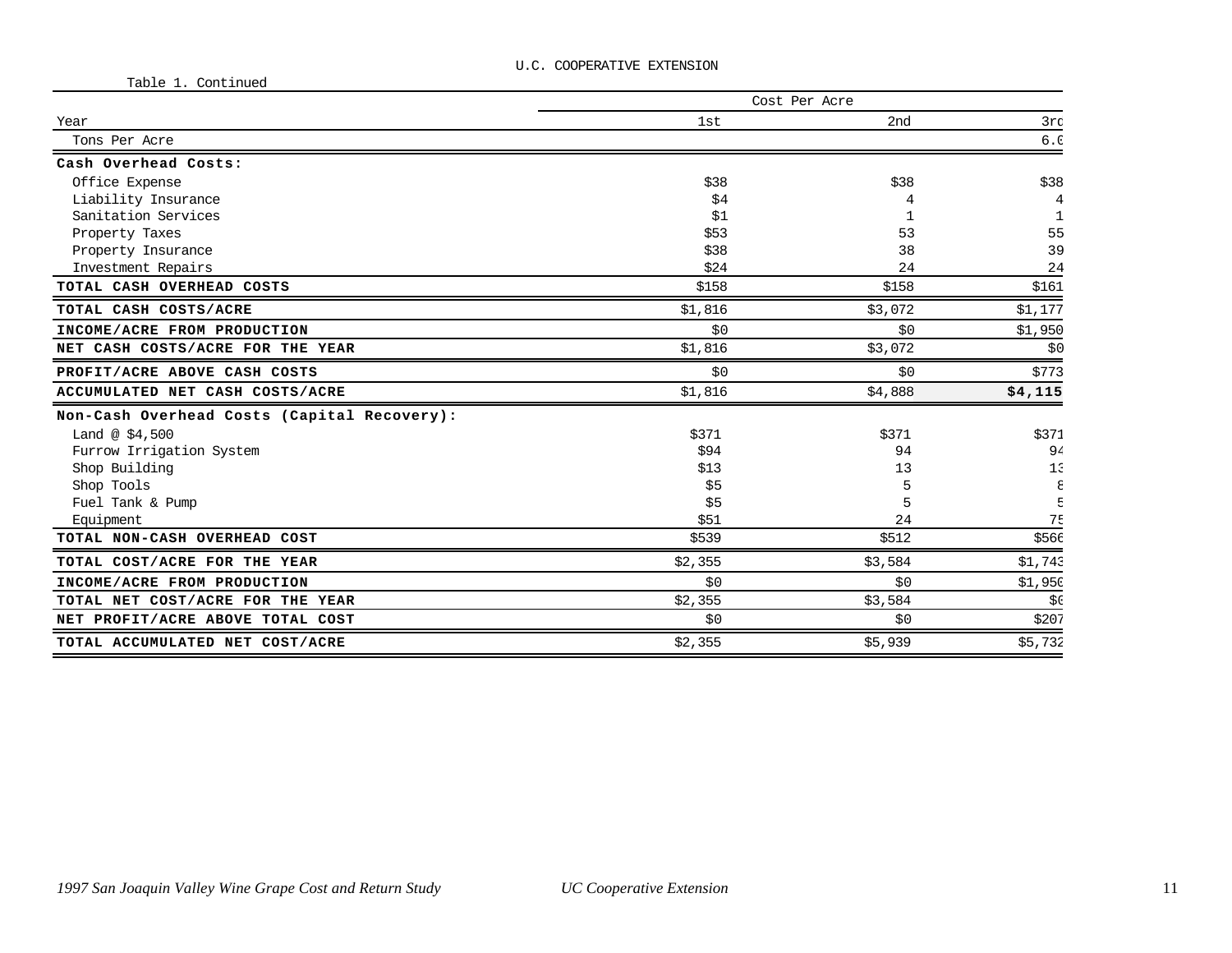U.C. COOPERATIVE EXTENSION

Table 1. Continued

| Year | Cost Per Acre 1st | 2nd | 3rd |
|---|---|---|---|
| Tons Per Acre | | | 6.0 |
| **Cash Overhead Costs:** | | | |
| Office Expense | $38 | $38 | $38 |
| Liability Insurance | $4 | 4 | 4 |
| Sanitation Services | $1 | 1 | 1 |
| Property Taxes | $53 | 53 | 55 |
| Property Insurance | $38 | 38 | 39 |
| Investment Repairs | $24 | 24 | 24 |
| **TOTAL CASH OVERHEAD COSTS** | $158 | $158 | $161 |
| **TOTAL CASH COSTS/ACRE** | $1,816 | $3,072 | $1,177 |
| **INCOME/ACRE FROM PRODUCTION** | $0 | $0 | $1,950 |
| **NET CASH COSTS/ACRE FOR THE YEAR** | $1,816 | $3,072 | $0 |
| **PROFIT/ACRE ABOVE CASH COSTS** | $0 | $0 | $773 |
| **ACCUMULATED NET CASH COSTS/ACRE** | $1,816 | $4,888 | **$4,115** |
| **Non-Cash Overhead Costs (Capital Recovery):** | | | |
| Land @ $4,500 | $371 | $371 | $371 |
| Furrow Irrigation System | $94 | 94 | 94 |
| Shop Building | $13 | 13 | 13 |
| Shop Tools | $5 | 5 | 8 |
| Fuel Tank & Pump | $5 | 5 | 5 |
| Equipment | $51 | 24 | 75 |
| **TOTAL NON-CASH OVERHEAD COST** | $539 | $512 | $566 |
| **TOTAL COST/ACRE FOR THE YEAR** | $2,355 | $3,584 | $1,743 |
| **INCOME/ACRE FROM PRODUCTION** | $0 | $0 | $1,950 |
| **TOTAL NET COST/ACRE FOR THE YEAR** | $2,355 | $3,584 | $0 |
| **NET PROFIT/ACRE ABOVE TOTAL COST** | $0 | $0 | $207 |
| **TOTAL ACCUMULATED NET COST/ACRE** | $2,355 | $5,939 | $5,732 |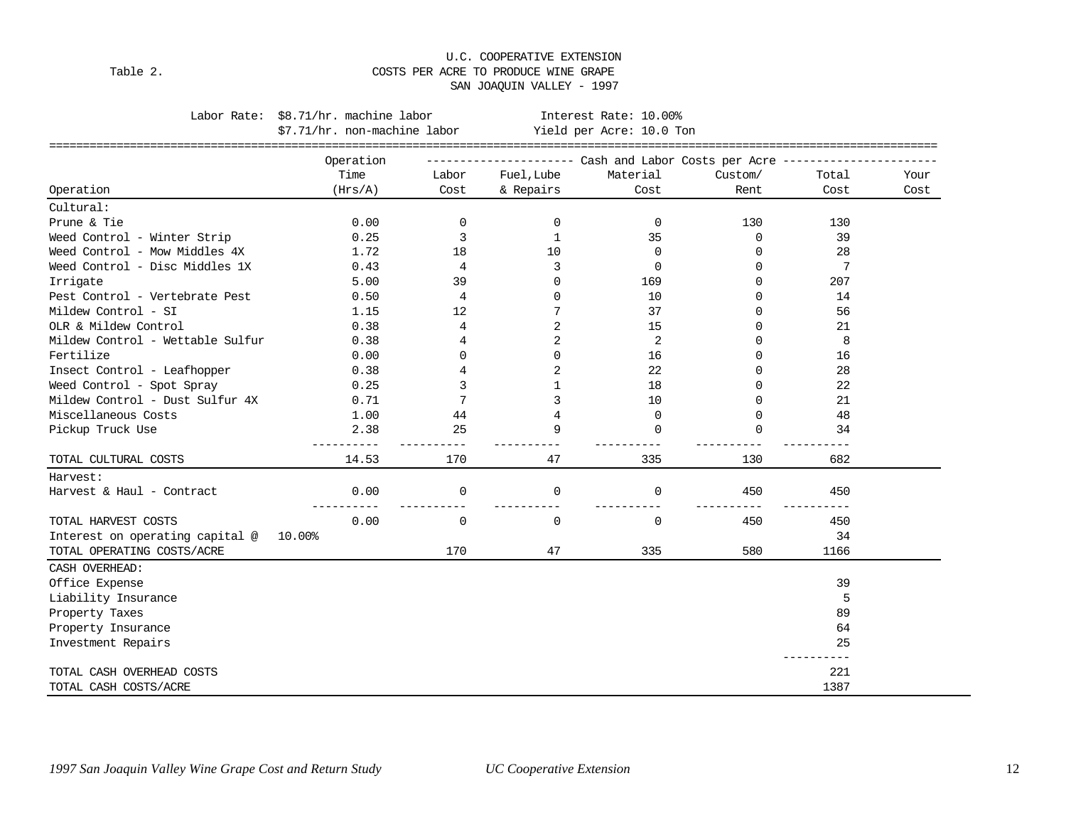U.C. COOPERATIVE EXTENSION

Table 2. COSTS PER ACRE TO PRODUCE WINE GRAPE

SAN JOAQUIN VALLEY - 1997

Labor Rate: $8.71/hr. machine labor — Interest Rate: 10.00%

$7.71/hr. non-machine labor — Yield per Acre: 10.0 Ton

| Operation | Operation Time (Hrs/A) | Labor Cost | Fuel,Lube & Repairs | Material Cost | Custom/ Rent | Total Cost | Your Cost |
|---|---|---|---|---|---|---|---|
| | | Cash and Labor Costs per Acre | | | | | |
| **Cultural:** | | | | | | | |
| Prune & Tie | 0.00 | 0 | 0 | 0 | 130 | 130 | |
| Weed Control - Winter Strip | 0.25 | 3 | 1 | 35 | 0 | 39 | |
| Weed Control - Mow Middles 4X | 1.72 | 18 | 10 | 0 | 0 | 28 | |
| Weed Control - Disc Middles 1X | 0.43 | 4 | 3 | 0 | 0 | 7 | |
| Irrigate | 5.00 | 39 | 0 | 169 | 0 | 207 | |
| Pest Control - Vertebrate Pest | 0.50 | 4 | 0 | 10 | 0 | 14 | |
| Mildew Control - SI | 1.15 | 12 | 7 | 37 | 0 | 56 | |
| OLR & Mildew Control | 0.38 | 4 | 2 | 15 | 0 | 21 | |
| Mildew Control - Wettable Sulfur | 0.38 | 4 | 2 | 2 | 0 | 8 | |
| Fertilize | 0.00 | 0 | 0 | 16 | 0 | 16 | |
| Insect Control - Leafhopper | 0.38 | 4 | 2 | 22 | 0 | 28 | |
| Weed Control - Spot Spray | 0.25 | 3 | 1 | 18 | 0 | 22 | |
| Mildew Control - Dust Sulfur 4X | 0.71 | 7 | 3 | 10 | 0 | 21 | |
| Miscellaneous Costs | 1.00 | 44 | 4 | 0 | 0 | 48 | |
| Pickup Truck Use | 2.38 | 25 | 9 | 0 | 0 | 34 | |
| TOTAL CULTURAL COSTS | 14.53 | 170 | 47 | 335 | 130 | 682 | |
| **Harvest:** | | | | | | | |
| Harvest & Haul - Contract | 0.00 | 0 | 0 | 0 | 450 | 450 | |
| TOTAL HARVEST COSTS | 0.00 | 0 | 0 | 0 | 450 | 450 | |
| Interest on operating capital @ 10.00% | | | | | | 34 | |
| TOTAL OPERATING COSTS/ACRE | | 170 | 47 | 335 | 580 | 1166 | |
| **CASH OVERHEAD:** | | | | | | | |
| Office Expense | | | | | | 39 | |
| Liability Insurance | | | | | | 5 | |
| Property Taxes | | | | | | 89 | |
| Property Insurance | | | | | | 64 | |
| Investment Repairs | | | | | | 25 | |
| TOTAL CASH OVERHEAD COSTS | | | | | | 221 | |
| TOTAL CASH COSTS/ACRE | | | | | | 1387 | |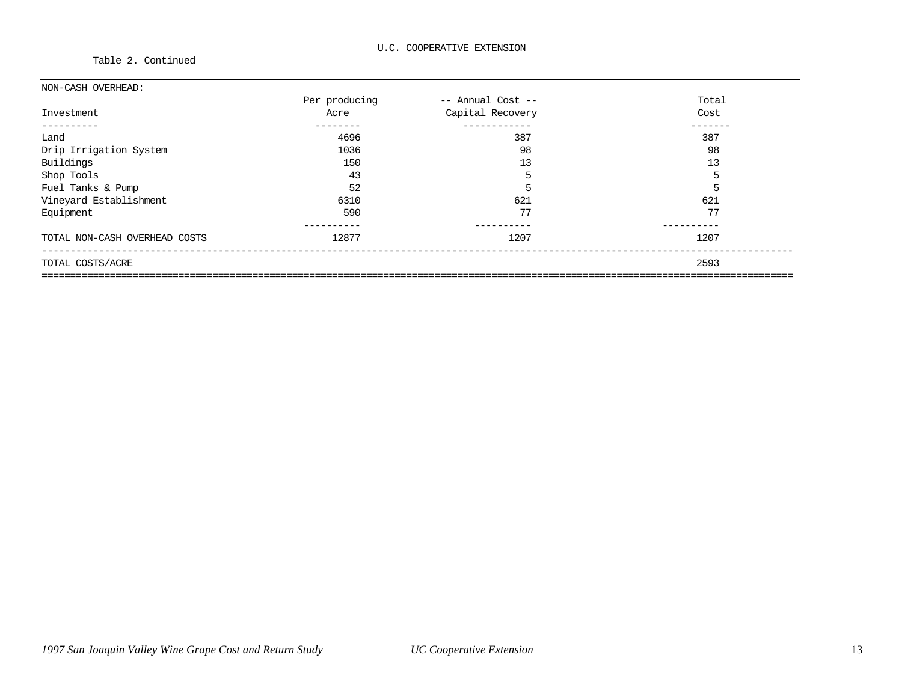U.C. COOPERATIVE EXTENSION

Table 2. Continued

NON-CASH OVERHEAD:

| Investment | Per producing Acre | -- Annual Cost -- Capital Recovery | Total Cost |
|---|---|---|---|
| Land | 4696 | 387 | 387 |
| Drip Irrigation System | 1036 | 98 | 98 |
| Buildings | 150 | 13 | 13 |
| Shop Tools | 43 | 5 | 5 |
| Fuel Tanks & Pump | 52 | 5 | 5 |
| Vineyard Establishment | 6310 | 621 | 621 |
| Equipment | 590 | 77 | 77 |
| TOTAL NON-CASH OVERHEAD COSTS | 12877 | 1207 | 1207 |
| TOTAL COSTS/ACRE | | | 2593 |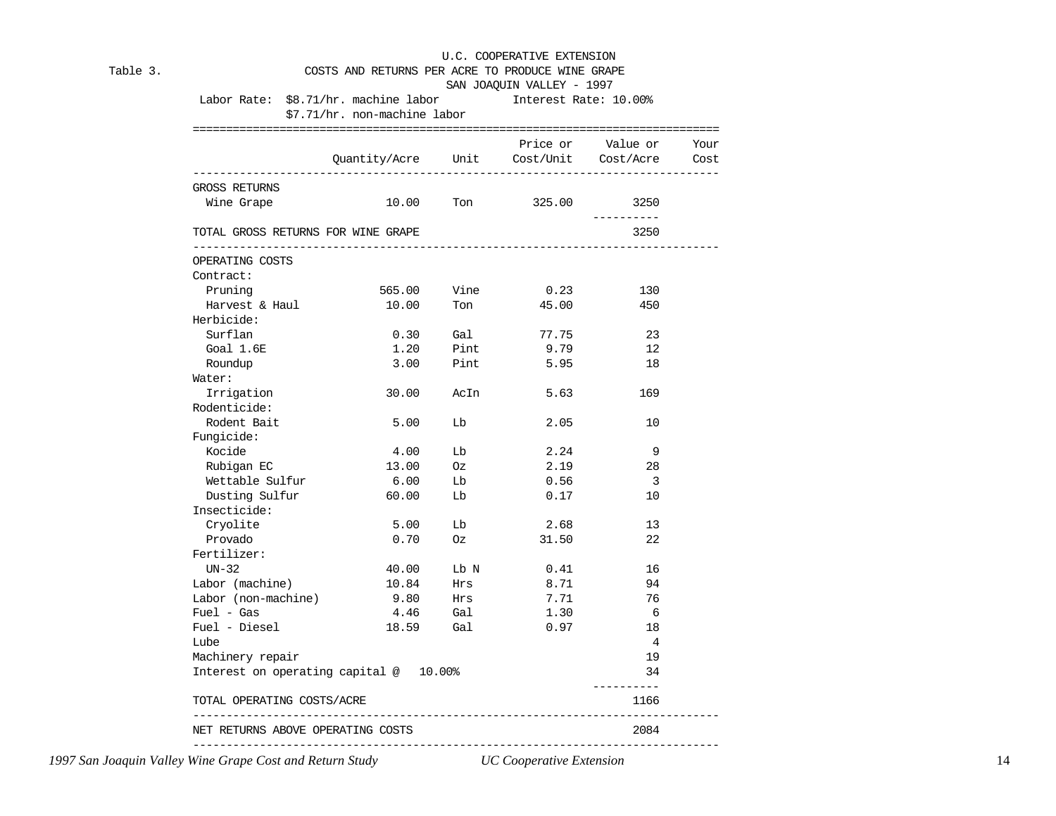U.C. COOPERATIVE EXTENSION

Table 3. COSTS AND RETURNS PER ACRE TO PRODUCE WINE GRAPE

SAN JOAQUIN VALLEY - 1997

Labor Rate: $8.71/hr. machine labor; $7.71/hr. non-machine labor   Interest Rate: 10.00%

| | Quantity/Acre | Unit | Price or Cost/Unit | Value or Cost/Acre | Your Cost |
|---|---|---|---|---|---|
| **GROSS RETURNS** | | | | | |
| Wine Grape | 10.00 | Ton | 325.00 | 3250 | |
| **TOTAL GROSS RETURNS FOR WINE GRAPE** | | | | 3250 | |
| **OPERATING COSTS** | | | | | |
| Contract: | | | | | |
| Pruning | 565.00 | Vine | 0.23 | 130 | |
| Harvest & Haul | 10.00 | Ton | 45.00 | 450 | |
| Herbicide: | | | | | |
| Surflan | 0.30 | Gal | 77.75 | 23 | |
| Goal 1.6E | 1.20 | Pint | 9.79 | 12 | |
| Roundup | 3.00 | Pint | 5.95 | 18 | |
| Water: | | | | | |
| Irrigation | 30.00 | AcIn | 5.63 | 169 | |
| Rodenticide: | | | | | |
| Rodent Bait | 5.00 | Lb | 2.05 | 10 | |
| Fungicide: | | | | | |
| Kocide | 4.00 | Lb | 2.24 | 9 | |
| Rubigan EC | 13.00 | Oz | 2.19 | 28 | |
| Wettable Sulfur | 6.00 | Lb | 0.56 | 3 | |
| Dusting Sulfur | 60.00 | Lb | 0.17 | 10 | |
| Insecticide: | | | | | |
| Cryolite | 5.00 | Lb | 2.68 | 13 | |
| Provado | 0.70 | Oz | 31.50 | 22 | |
| Fertilizer: | | | | | |
| UN-32 | 40.00 | Lb N | 0.41 | 16 | |
| Labor (machine) | 10.84 | Hrs | 8.71 | 94 | |
| Labor (non-machine) | 9.80 | Hrs | 7.71 | 76 | |
| Fuel - Gas | 4.46 | Gal | 1.30 | 6 | |
| Fuel - Diesel | 18.59 | Gal | 0.97 | 18 | |
| Lube | | | | 4 | |
| Machinery repair | | | | 19 | |
| Interest on operating capital @ 10.00% | | | | 34 | |
| **TOTAL OPERATING COSTS/ACRE** | | | | 1166 | |
| **NET RETURNS ABOVE OPERATING COSTS** | | | | 2084 | |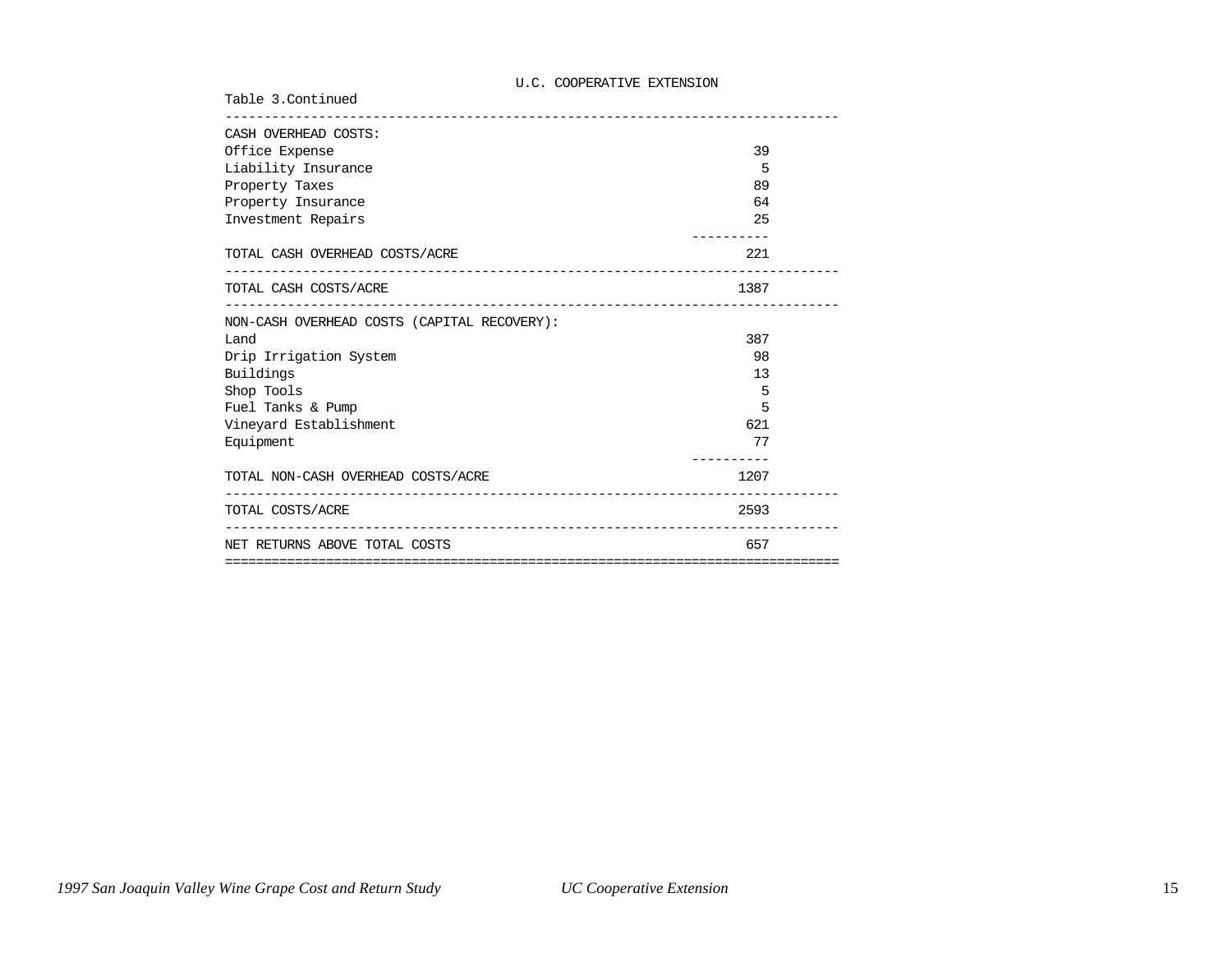U.C. COOPERATIVE EXTENSION

Table 3.Continued

| | |
|---|---|
| **CASH OVERHEAD COSTS:** | |
| Office Expense | 39 |
| Liability Insurance | 5 |
| Property Taxes | 89 |
| Property Insurance | 64 |
| Investment Repairs | 25 |
| TOTAL CASH OVERHEAD COSTS/ACRE | 221 |
| TOTAL CASH COSTS/ACRE | 1387 |
| **NON-CASH OVERHEAD COSTS (CAPITAL RECOVERY):** | |
| Land | 387 |
| Drip Irrigation System | 98 |
| Buildings | 13 |
| Shop Tools | 5 |
| Fuel Tanks & Pump | 5 |
| Vineyard Establishment | 621 |
| Equipment | 77 |
| TOTAL NON-CASH OVERHEAD COSTS/ACRE | 1207 |
| TOTAL COSTS/ACRE | 2593 |
| NET RETURNS ABOVE TOTAL COSTS | 657 |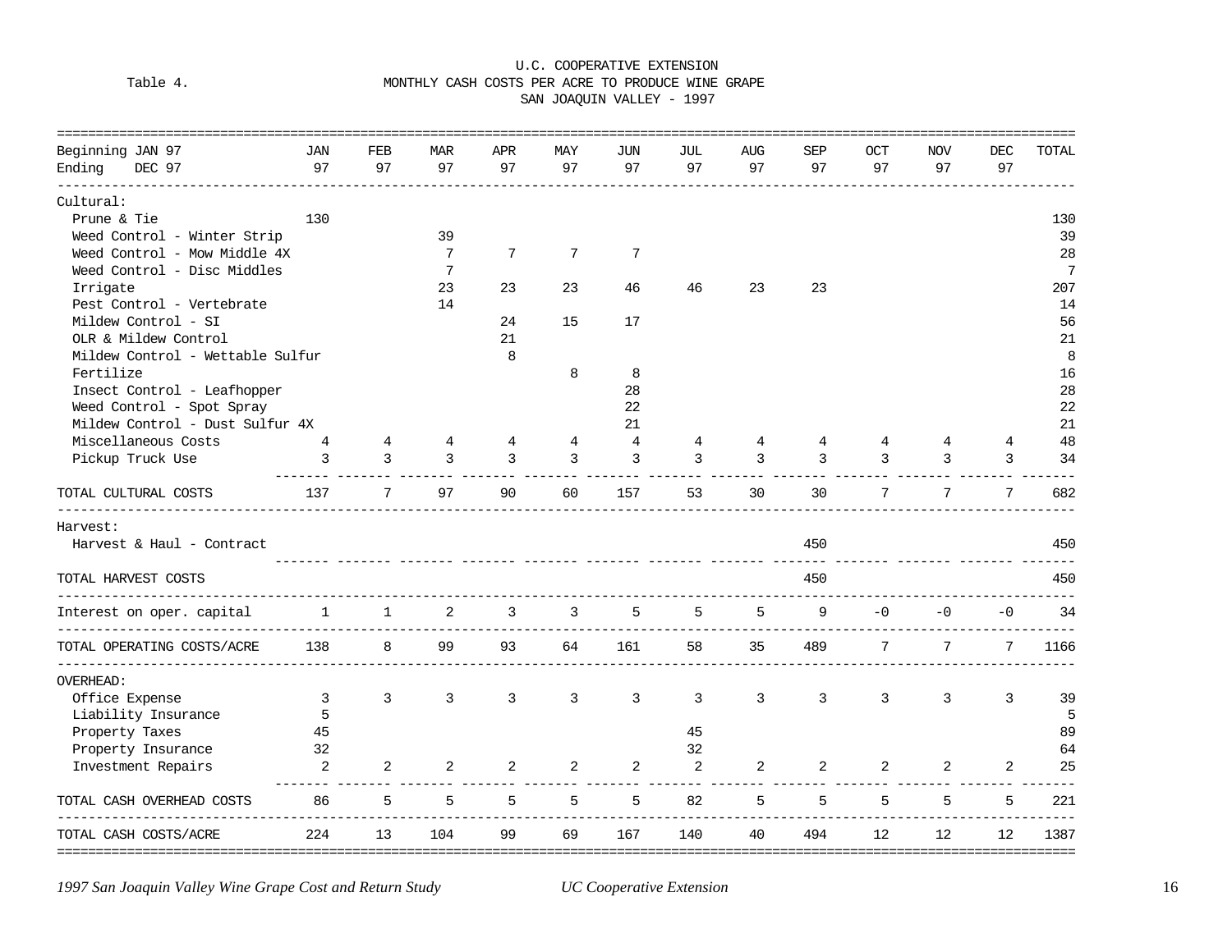U.C. COOPERATIVE EXTENSION

Table 4. MONTHLY CASH COSTS PER ACRE TO PRODUCE WINE GRAPE

SAN JOAQUIN VALLEY - 1997

| Beginning JAN 97 / Ending DEC 97 | JAN 97 | FEB 97 | MAR 97 | APR 97 | MAY 97 | JUN 97 | JUL 97 | AUG 97 | SEP 97 | OCT 97 | NOV 97 | DEC 97 | TOTAL |
|---|---|---|---|---|---|---|---|---|---|---|---|---|---|
| Cultural: | | | | | | | | | | | | | |
| Prune & Tie | 130 | | | | | | | | | | | | 130 |
| Weed Control - Winter Strip | | | 39 | | | | | | | | | | 39 |
| Weed Control - Mow Middle 4X | | | 7 | 7 | 7 | 7 | | | | | | | 28 |
| Weed Control - Disc Middles | | | 7 | | | | | | | | | | 7 |
| Irrigate | | | 23 | 23 | 23 | 46 | 46 | 23 | 23 | | | | 207 |
| Pest Control - Vertebrate | | | 14 | | | | | | | | | | 14 |
| Mildew Control - SI | | | | 24 | 15 | 17 | | | | | | | 56 |
| OLR & Mildew Control | | | | 21 | | | | | | | | | 21 |
| Mildew Control - Wettable Sulfur | | | | 8 | | | | | | | | | 8 |
| Fertilize | | | | | 8 | 8 | | | | | | | 16 |
| Insect Control - Leafhopper | | | | | | 28 | | | | | | | 28 |
| Weed Control - Spot Spray | | | | | | 22 | | | | | | | 22 |
| Mildew Control - Dust Sulfur 4X | | | | | | 21 | | | | | | | 21 |
| Miscellaneous Costs | 4 | 4 | 4 | 4 | 4 | 4 | 4 | 4 | 4 | 4 | 4 | 4 | 48 |
| Pickup Truck Use | 3 | 3 | 3 | 3 | 3 | 3 | 3 | 3 | 3 | 3 | 3 | 3 | 34 |
| TOTAL CULTURAL COSTS | 137 | 7 | 97 | 90 | 60 | 157 | 53 | 30 | 30 | 7 | 7 | 7 | 682 |
| Harvest: | | | | | | | | | | | | | |
| Harvest & Haul - Contract | | | | | | | | | 450 | | | | 450 |
| TOTAL HARVEST COSTS | | | | | | | | | 450 | | | | 450 |
| Interest on oper. capital | 1 | 1 | 2 | 3 | 3 | 5 | 5 | 5 | 9 | -0 | -0 | -0 | 34 |
| TOTAL OPERATING COSTS/ACRE | 138 | 8 | 99 | 93 | 64 | 161 | 58 | 35 | 489 | 7 | 7 | 7 | 1166 |
| OVERHEAD: | | | | | | | | | | | | | |
| Office Expense | 3 | 3 | 3 | 3 | 3 | 3 | 3 | 3 | 3 | 3 | 3 | 3 | 39 |
| Liability Insurance | 5 | | | | | | | | | | | | 5 |
| Property Taxes | 45 | | | | | | 45 | | | | | | 89 |
| Property Insurance | 32 | | | | | | 32 | | | | | | 64 |
| Investment Repairs | 2 | 2 | 2 | 2 | 2 | 2 | 2 | 2 | 2 | 2 | 2 | 2 | 25 |
| TOTAL CASH OVERHEAD COSTS | 86 | 5 | 5 | 5 | 5 | 5 | 82 | 5 | 5 | 5 | 5 | 5 | 221 |
| TOTAL CASH COSTS/ACRE | 224 | 13 | 104 | 99 | 69 | 167 | 140 | 40 | 494 | 12 | 12 | 12 | 1387 |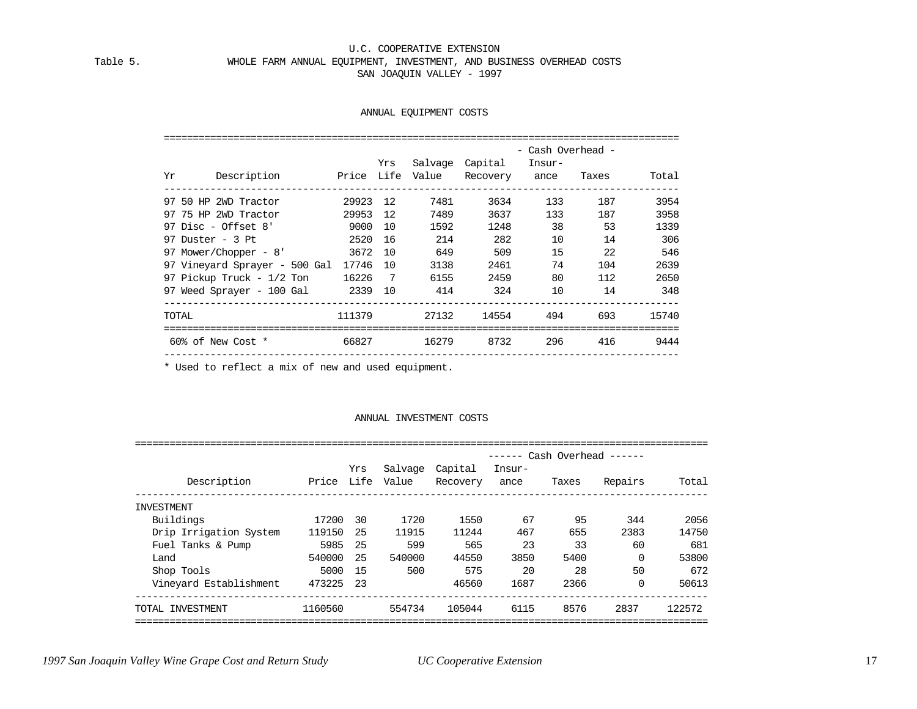U.C. COOPERATIVE EXTENSION

Table 5. WHOLE FARM ANNUAL EQUIPMENT, INVESTMENT, AND BUSINESS OVERHEAD COSTS

SAN JOAQUIN VALLEY - 1997

## ANNUAL EQUIPMENT COSTS

| Yr | Description | Price | Yrs Life | Salvage Value | Capital Recovery | - Cash Overhead - Insurance | Taxes | Total |
|---|---|---|---|---|---|---|---|---|
| 97 | 50 HP 2WD Tractor | 29923 | 12 | 7481 | 3634 | 133 | 187 | 3954 |
| 97 | 75 HP 2WD Tractor | 29953 | 12 | 7489 | 3637 | 133 | 187 | 3958 |
| 97 | Disc - Offset 8' | 9000 | 10 | 1592 | 1248 | 38 | 53 | 1339 |
| 97 | Duster - 3 Pt | 2520 | 16 | 214 | 282 | 10 | 14 | 306 |
| 97 | Mower/Chopper - 8' | 3672 | 10 | 649 | 509 | 15 | 22 | 546 |
| 97 | Vineyard Sprayer - 500 Gal | 17746 | 10 | 3138 | 2461 | 74 | 104 | 2639 |
| 97 | Pickup Truck - 1/2 Ton | 16226 | 7 | 6155 | 2459 | 80 | 112 | 2650 |
| 97 | Weed Sprayer - 100 Gal | 2339 | 10 | 414 | 324 | 10 | 14 | 348 |
| TOTAL | | 111379 | | 27132 | 14554 | 494 | 693 | 15740 |
| | 60% of New Cost * | 66827 | | 16279 | 8732 | 296 | 416 | 9444 |

\* Used to reflect a mix of new and used equipment.

## ANNUAL INVESTMENT COSTS

| Description | Price | Yrs Life | Salvage Value | Capital Recovery | ------ Cash Overhead ------ Insurance | Taxes | Repairs | Total |
|---|---|---|---|---|---|---|---|---|
| INVESTMENT | | | | | | | | |
| Buildings | 17200 | 30 | 1720 | 1550 | 67 | 95 | 344 | 2056 |
| Drip Irrigation System | 119150 | 25 | 11915 | 11244 | 467 | 655 | 2383 | 14750 |
| Fuel Tanks & Pump | 5985 | 25 | 599 | 565 | 23 | 33 | 60 | 681 |
| Land | 540000 | 25 | 540000 | 44550 | 3850 | 5400 | 0 | 53800 |
| Shop Tools | 5000 | 15 | 500 | 575 | 20 | 28 | 50 | 672 |
| Vineyard Establishment | 473225 | 23 | | 46560 | 1687 | 2366 | 0 | 50613 |
| TOTAL INVESTMENT | 1160560 | | 554734 | 105044 | 6115 | 8576 | 2837 | 122572 |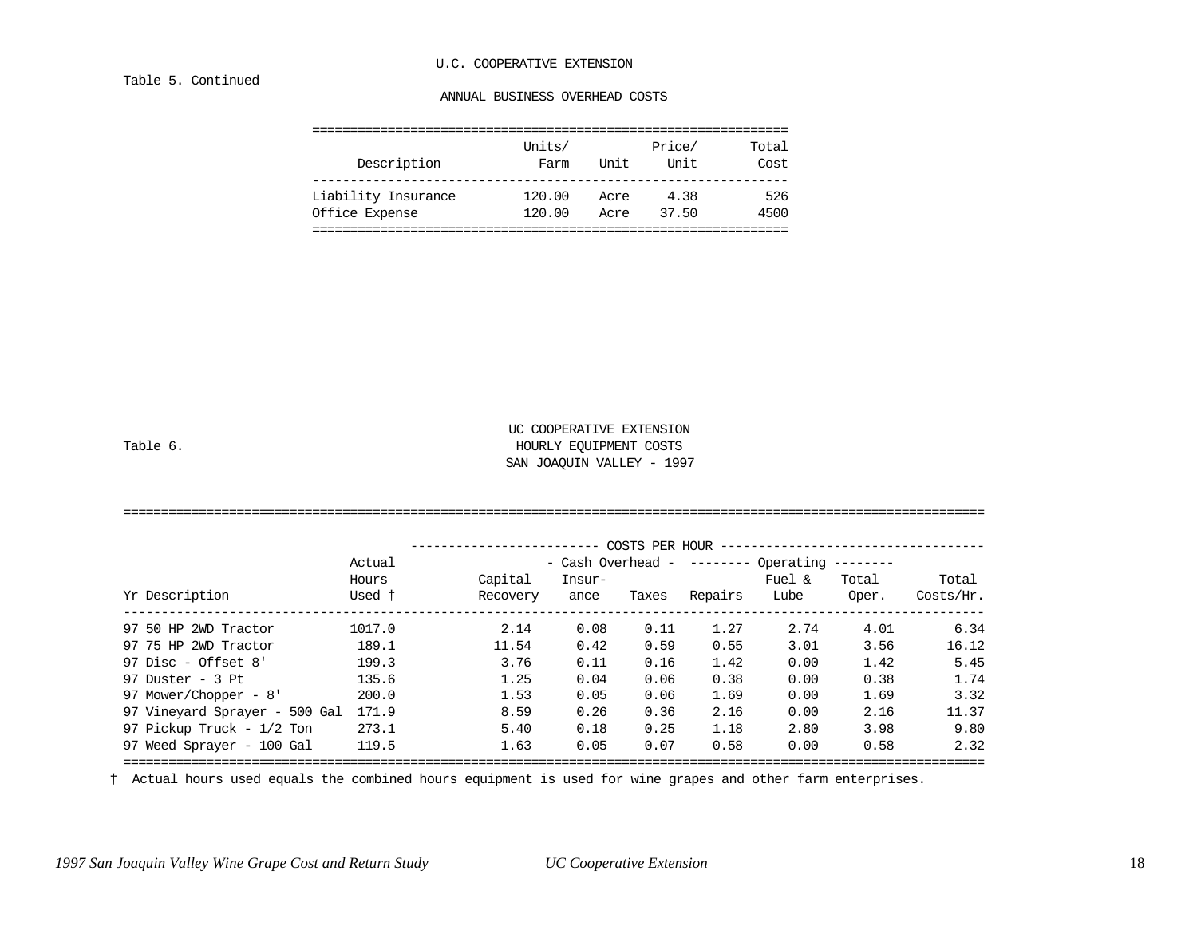Table 5. Continued

U.C. COOPERATIVE EXTENSION

ANNUAL BUSINESS OVERHEAD COSTS

| Description | Units/ Farm | Unit | Price/ Unit | Total Cost |
|---|---|---|---|---|
| Liability Insurance | 120.00 | Acre | 4.38 | 526 |
| Office Expense | 120.00 | Acre | 37.50 | 4500 |

Table 6.

UC COOPERATIVE EXTENSION
HOURLY EQUIPMENT COSTS
SAN JOAQUIN VALLEY - 1997

| | | COSTS PER HOUR | | | | | | |
|---|---|---|---|---|---|---|---|---|
| | | | - Cash Overhead - | | -------- Operating -------- | | | |
| Yr Description | Actual Hours Used † | Capital Recovery | Insur-ance | Taxes | Repairs | Fuel & Lube | Total Oper. | Total Costs/Hr. |
| 97 50 HP 2WD Tractor | 1017.0 | 2.14 | 0.08 | 0.11 | 1.27 | 2.74 | 4.01 | 6.34 |
| 97 75 HP 2WD Tractor | 189.1 | 11.54 | 0.42 | 0.59 | 0.55 | 3.01 | 3.56 | 16.12 |
| 97 Disc - Offset 8' | 199.3 | 3.76 | 0.11 | 0.16 | 1.42 | 0.00 | 1.42 | 5.45 |
| 97 Duster - 3 Pt | 135.6 | 1.25 | 0.04 | 0.06 | 0.38 | 0.00 | 0.38 | 1.74 |
| 97 Mower/Chopper - 8' | 200.0 | 1.53 | 0.05 | 0.06 | 1.69 | 0.00 | 1.69 | 3.32 |
| 97 Vineyard Sprayer - 500 Gal | 171.9 | 8.59 | 0.26 | 0.36 | 2.16 | 0.00 | 2.16 | 11.37 |
| 97 Pickup Truck - 1/2 Ton | 273.1 | 5.40 | 0.18 | 0.25 | 1.18 | 2.80 | 3.98 | 9.80 |
| 97 Weed Sprayer - 100 Gal | 119.5 | 1.63 | 0.05 | 0.07 | 0.58 | 0.00 | 0.58 | 2.32 |

† Actual hours used equals the combined hours equipment is used for wine grapes and other farm enterprises.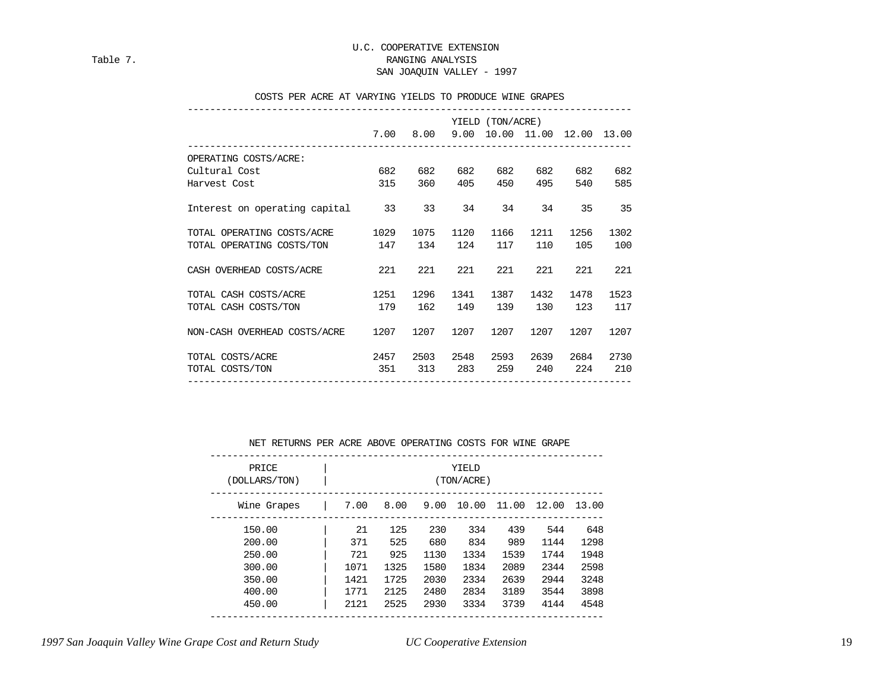Table 7.

U.C. COOPERATIVE EXTENSION
RANGING ANALYSIS
SAN JOAQUIN VALLEY - 1997

COSTS PER ACRE AT VARYING YIELDS TO PRODUCE WINE GRAPES

| | YIELD (TON/ACRE) | | | | | | |
|---|---|---|---|---|---|---|---|
| | 7.00 | 8.00 | 9.00 | 10.00 | 11.00 | 12.00 | 13.00 |
| OPERATING COSTS/ACRE: | | | | | | | |
| Cultural Cost | 682 | 682 | 682 | 682 | 682 | 682 | 682 |
| Harvest Cost | 315 | 360 | 405 | 450 | 495 | 540 | 585 |
| Interest on operating capital | 33 | 33 | 34 | 34 | 34 | 35 | 35 |
| TOTAL OPERATING COSTS/ACRE | 1029 | 1075 | 1120 | 1166 | 1211 | 1256 | 1302 |
| TOTAL OPERATING COSTS/TON | 147 | 134 | 124 | 117 | 110 | 105 | 100 |
| CASH OVERHEAD COSTS/ACRE | 221 | 221 | 221 | 221 | 221 | 221 | 221 |
| TOTAL CASH COSTS/ACRE | 1251 | 1296 | 1341 | 1387 | 1432 | 1478 | 1523 |
| TOTAL CASH COSTS/TON | 179 | 162 | 149 | 139 | 130 | 123 | 117 |
| NON-CASH OVERHEAD COSTS/ACRE | 1207 | 1207 | 1207 | 1207 | 1207 | 1207 | 1207 |
| TOTAL COSTS/ACRE | 2457 | 2503 | 2548 | 2593 | 2639 | 2684 | 2730 |
| TOTAL COSTS/TON | 351 | 313 | 283 | 259 | 240 | 224 | 210 |

NET RETURNS PER ACRE ABOVE OPERATING COSTS FOR WINE GRAPE

| PRICE (DOLLARS/TON) | YIELD (TON/ACRE) | | | | | | |
|---|---|---|---|---|---|---|---|
| Wine Grapes | 7.00 | 8.00 | 9.00 | 10.00 | 11.00 | 12.00 | 13.00 |
| 150.00 | 21 | 125 | 230 | 334 | 439 | 544 | 648 |
| 200.00 | 371 | 525 | 680 | 834 | 989 | 1144 | 1298 |
| 250.00 | 721 | 925 | 1130 | 1334 | 1539 | 1744 | 1948 |
| 300.00 | 1071 | 1325 | 1580 | 1834 | 2089 | 2344 | 2598 |
| 350.00 | 1421 | 1725 | 2030 | 2334 | 2639 | 2944 | 3248 |
| 400.00 | 1771 | 2125 | 2480 | 2834 | 3189 | 3544 | 3898 |
| 450.00 | 2121 | 2525 | 2930 | 3334 | 3739 | 4144 | 4548 |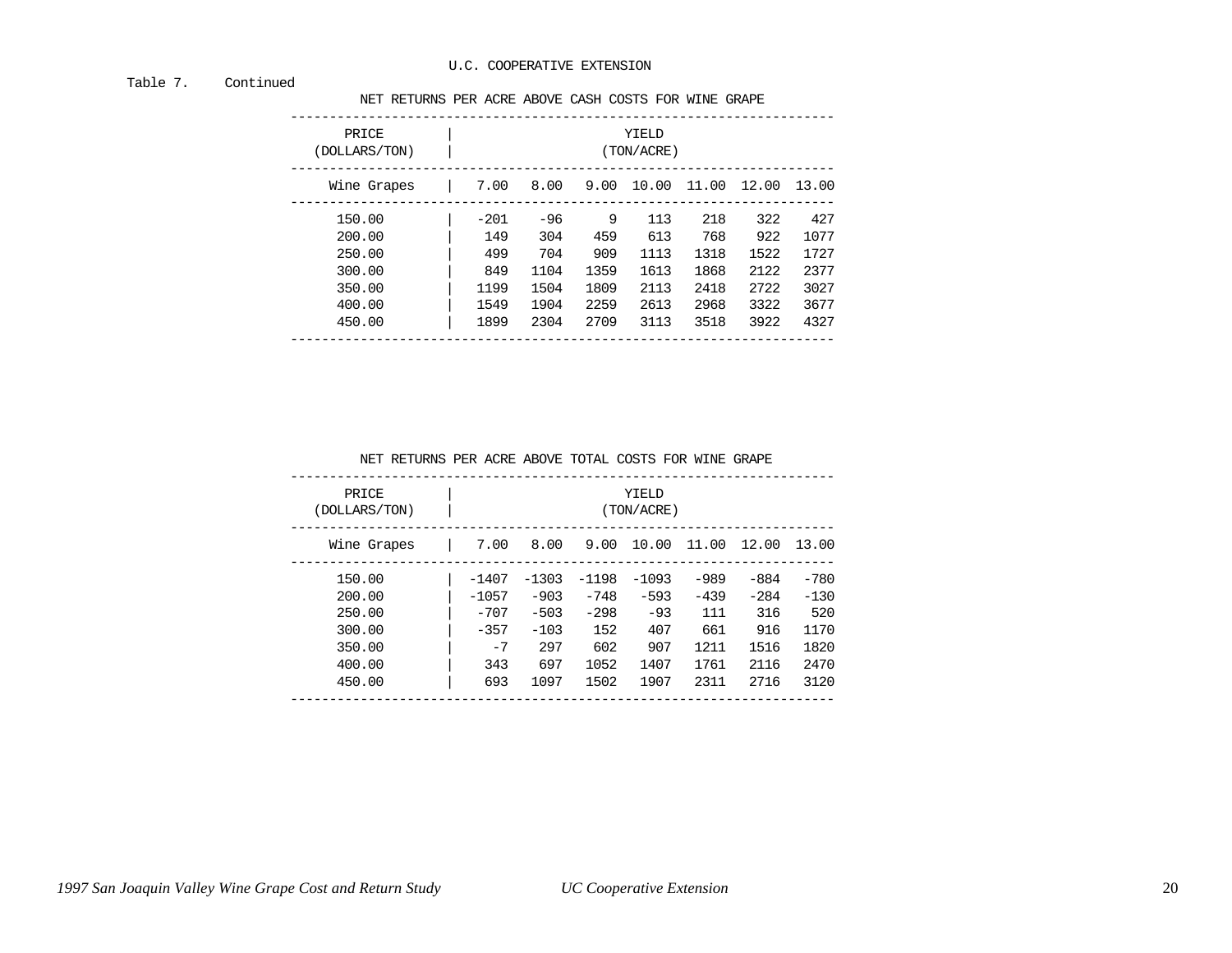U.C. COOPERATIVE EXTENSION

Table 7. Continued

NET RETURNS PER ACRE ABOVE CASH COSTS FOR WINE GRAPE

| PRICE (DOLLARS/TON) | YIELD (TON/ACRE) | | | | | | |
|---|---|---|---|---|---|---|---|
| Wine Grapes | 7.00 | 8.00 | 9.00 | 10.00 | 11.00 | 12.00 | 13.00 |
| 150.00 | -201 | -96 | 9 | 113 | 218 | 322 | 427 |
| 200.00 | 149 | 304 | 459 | 613 | 768 | 922 | 1077 |
| 250.00 | 499 | 704 | 909 | 1113 | 1318 | 1522 | 1727 |
| 300.00 | 849 | 1104 | 1359 | 1613 | 1868 | 2122 | 2377 |
| 350.00 | 1199 | 1504 | 1809 | 2113 | 2418 | 2722 | 3027 |
| 400.00 | 1549 | 1904 | 2259 | 2613 | 2968 | 3322 | 3677 |
| 450.00 | 1899 | 2304 | 2709 | 3113 | 3518 | 3922 | 4327 |

NET RETURNS PER ACRE ABOVE TOTAL COSTS FOR WINE GRAPE

| PRICE (DOLLARS/TON) | YIELD (TON/ACRE) | | | | | | |
|---|---|---|---|---|---|---|---|
| Wine Grapes | 7.00 | 8.00 | 9.00 | 10.00 | 11.00 | 12.00 | 13.00 |
| 150.00 | -1407 | -1303 | -1198 | -1093 | -989 | -884 | -780 |
| 200.00 | -1057 | -903 | -748 | -593 | -439 | -284 | -130 |
| 250.00 | -707 | -503 | -298 | -93 | 111 | 316 | 520 |
| 300.00 | -357 | -103 | 152 | 407 | 661 | 916 | 1170 |
| 350.00 | -7 | 297 | 602 | 907 | 1211 | 1516 | 1820 |
| 400.00 | 343 | 697 | 1052 | 1407 | 1761 | 2116 | 2470 |
| 450.00 | 693 | 1097 | 1502 | 1907 | 2311 | 2716 | 3120 |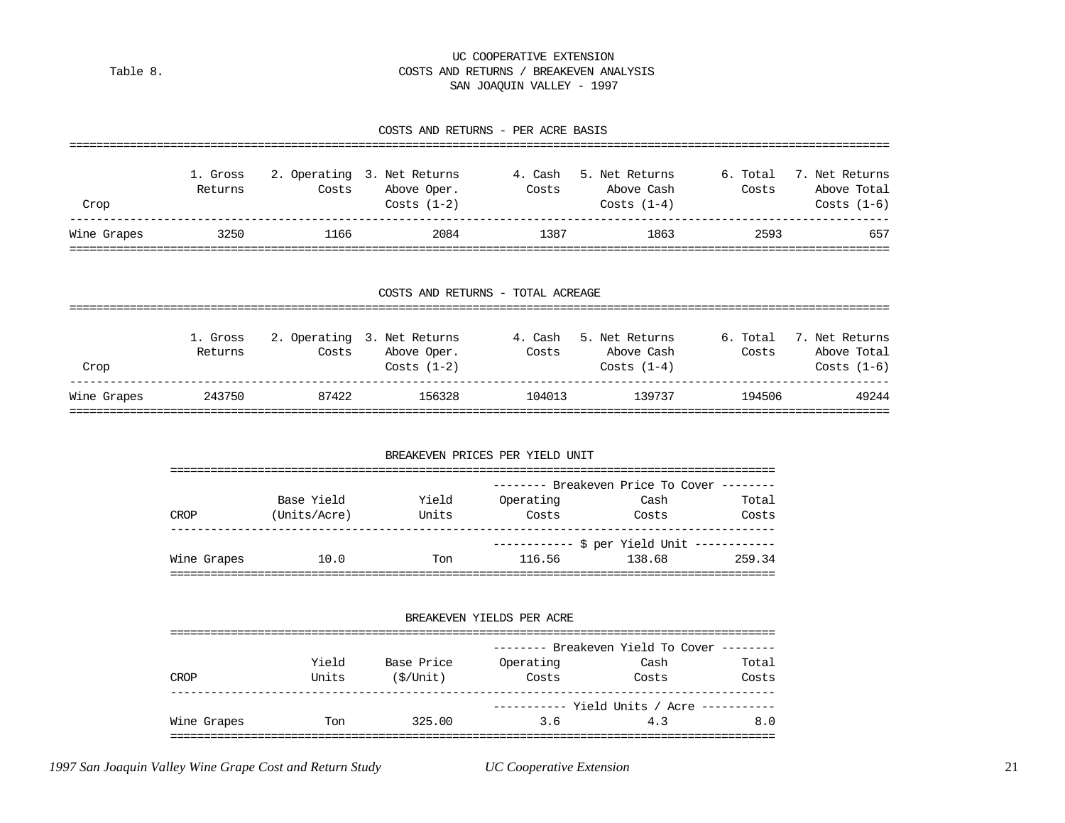UC COOPERATIVE EXTENSION

Table 8. COSTS AND RETURNS / BREAKEVEN ANALYSIS

SAN JOAQUIN VALLEY - 1997

### COSTS AND RETURNS - PER ACRE BASIS

| Crop | 1. Gross Returns | 2. Operating Costs | 3. Net Returns Above Oper. Costs (1-2) | 4. Cash Costs | 5. Net Returns Above Cash Costs (1-4) | 6. Total Costs | 7. Net Returns Above Total Costs (1-6) |
|---|---|---|---|---|---|---|---|
| Wine Grapes | 3250 | 1166 | 2084 | 1387 | 1863 | 2593 | 657 |

### COSTS AND RETURNS - TOTAL ACREAGE

| Crop | 1. Gross Returns | 2. Operating Costs | 3. Net Returns Above Oper. Costs (1-2) | 4. Cash Costs | 5. Net Returns Above Cash Costs (1-4) | 6. Total Costs | 7. Net Returns Above Total Costs (1-6) |
|---|---|---|---|---|---|---|---|
| Wine Grapes | 243750 | 87422 | 156328 | 104013 | 139737 | 194506 | 49244 |

### BREAKEVEN PRICES PER YIELD UNIT

| | | | -------- Breakeven Price To Cover -------- | | |
|---|---|---|---|---|---|
| CROP | Base Yield (Units/Acre) | Yield Units | Operating Costs | Cash Costs | Total Costs |
| | | | ------------ $ per Yield Unit ------------ | | |
| Wine Grapes | 10.0 | Ton | 116.56 | 138.68 | 259.34 |

### BREAKEVEN YIELDS PER ACRE

| | | | -------- Breakeven Yield To Cover -------- | | |
|---|---|---|---|---|---|
| CROP | Yield Units | Base Price ($/Unit) | Operating Costs | Cash Costs | Total Costs |
| | | | ----------- Yield Units / Acre ----------- | | |
| Wine Grapes | Ton | 325.00 | 3.6 | 4.3 | 8.0 |